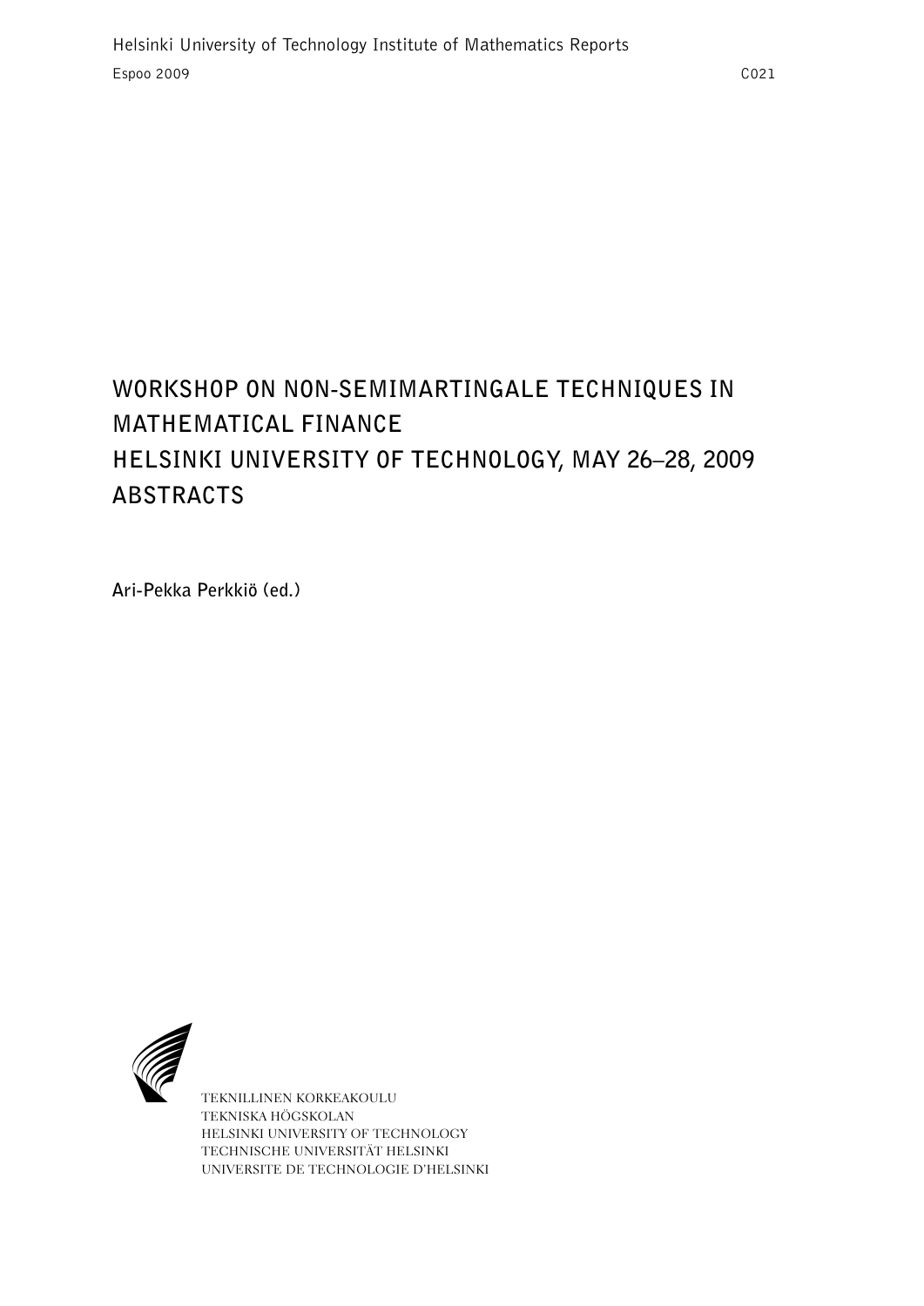Helsinki University of Technology Institute of Mathematics Reports

Espoo 2009 C021

# WORKSHOP ON NON-SEMIMARTINGALE TECHNIQUES IN MATHEMATICAL FINANCE
# HELSINKI UNIVERSITY OF TECHNOLOGY, MAY 26–28, 2009
# ABSTRACTS

**Ari-Pekka Perkkiö (ed.)**

TEKNILLINEN KORKEAKOULU
TEKNISKA HÖGSKOLAN
HELSINKI UNIVERSITY OF TECHNOLOGY
TECHNISCHE UNIVERSITÄT HELSINKI
UNIVERSITE DE TECHNOLOGIE D'HELSINKI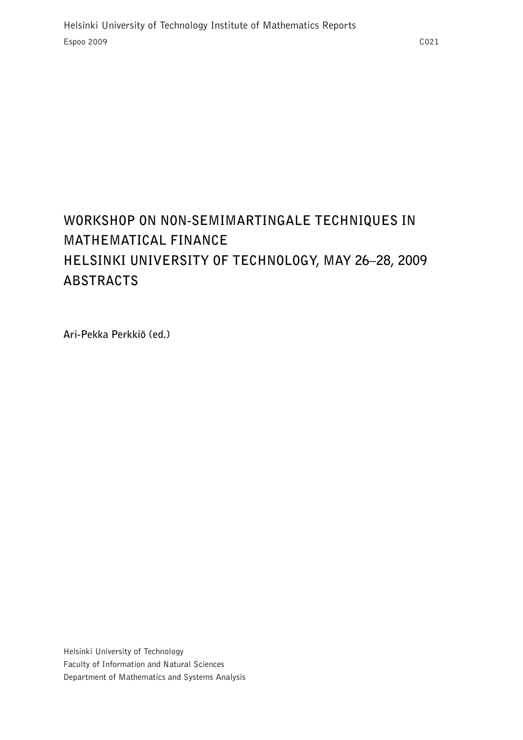Helsinki University of Technology Institute of Mathematics Reports

Espoo 2009 C021

# WORKSHOP ON NON-SEMIMARTINGALE TECHNIQUES IN MATHEMATICAL FINANCE
# HELSINKI UNIVERSITY OF TECHNOLOGY, MAY 26–28, 2009
# ABSTRACTS

**Ari-Pekka Perkkiö (ed.)**

Helsinki University of Technology
Faculty of Information and Natural Sciences
Department of Mathematics and Systems Analysis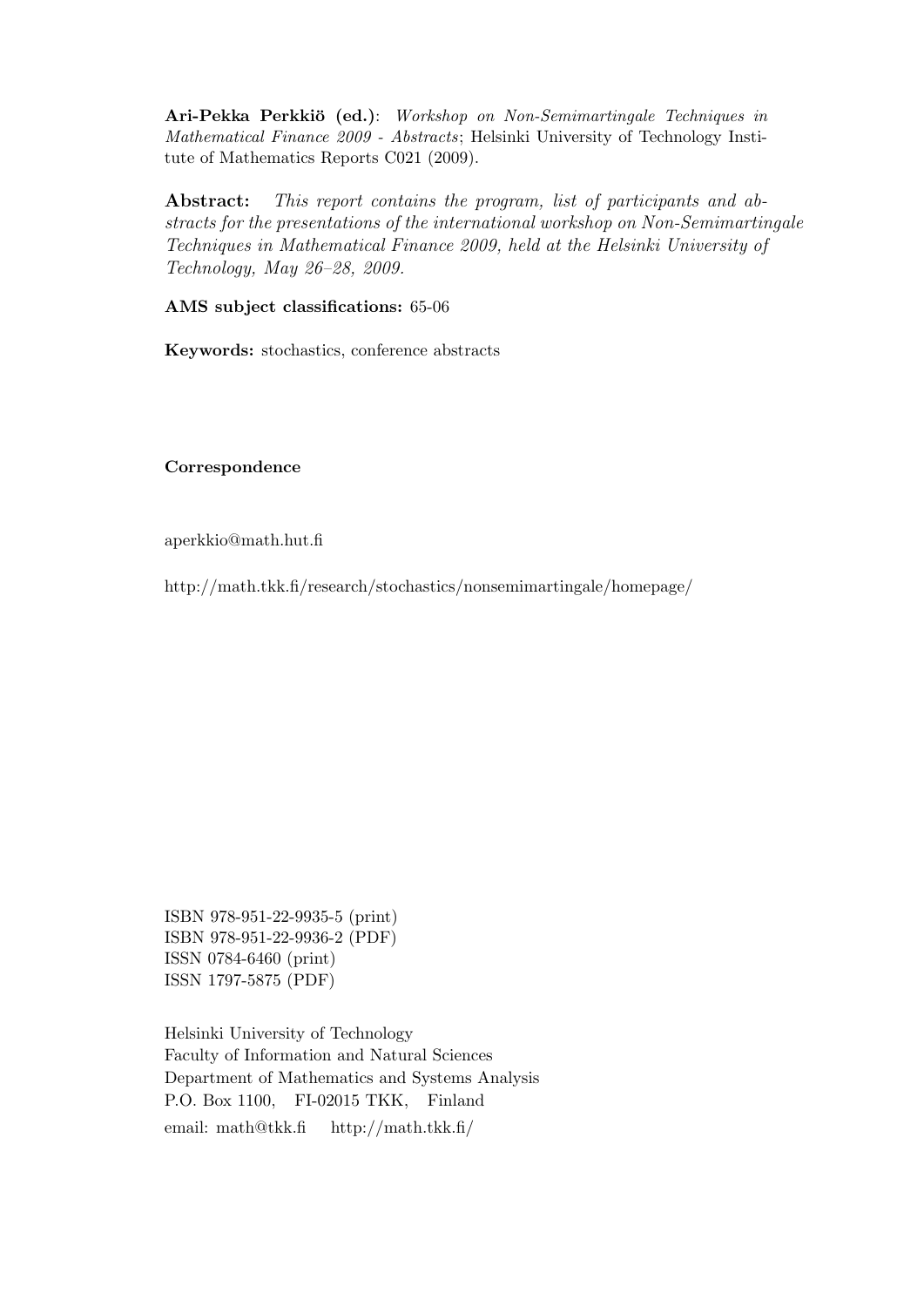**Ari-Pekka Perkkiö (ed.)**: *Workshop on Non-Semimartingale Techniques in Mathematical Finance 2009 - Abstracts*; Helsinki University of Technology Institute of Mathematics Reports C021 (2009).

**Abstract:** *This report contains the program, list of participants and abstracts for the presentations of the international workshop on Non-Semimartingale Techniques in Mathematical Finance 2009, held at the Helsinki University of Technology, May 26–28, 2009.*

**AMS subject classifications:** 65-06

**Keywords:** stochastics, conference abstracts

**Correspondence**

aperkkio@math.hut.fi

http://math.tkk.fi/research/stochastics/nonsemimartingale/homepage/

ISBN 978-951-22-9935-5 (print)
ISBN 978-951-22-9936-2 (PDF)
ISSN 0784-6460 (print)
ISSN 1797-5875 (PDF)

Helsinki University of Technology
Faculty of Information and Natural Sciences
Department of Mathematics and Systems Analysis
P.O. Box 1100, FI-02015 TKK, Finland
email: math@tkk.fi http://math.tkk.fi/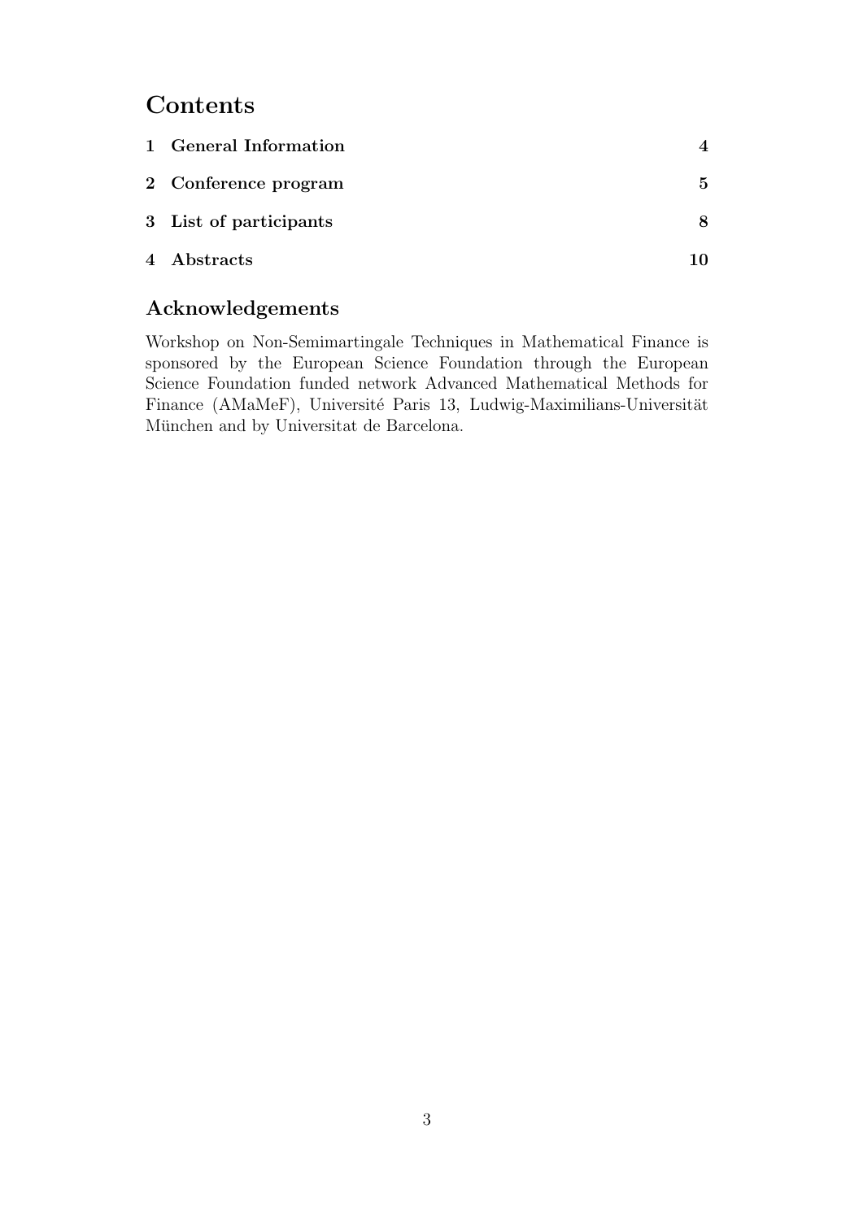# Contents

| | |
|---|---|
| **1 General Information** | **4** |
| **2 Conference program** | **5** |
| **3 List of participants** | **8** |
| **4 Abstracts** | **10** |

## Acknowledgements

Workshop on Non-Semimartingale Techniques in Mathematical Finance is sponsored by the European Science Foundation through the European Science Foundation funded network Advanced Mathematical Methods for Finance (AMaMeF), Université Paris 13, Ludwig-Maximilians-Universität München and by Universitat de Barcelona.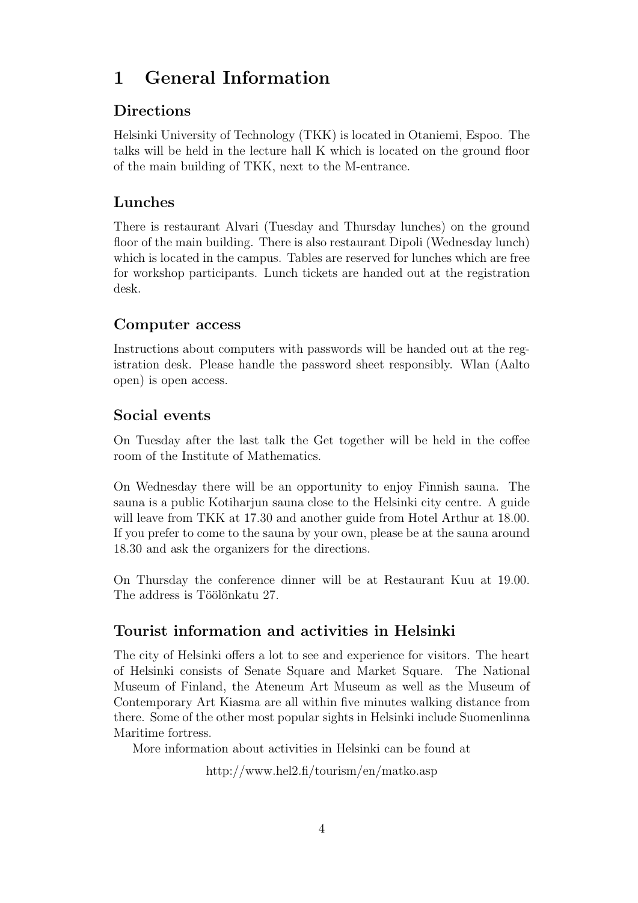# 1 General Information

## Directions

Helsinki University of Technology (TKK) is located in Otaniemi, Espoo. The talks will be held in the lecture hall K which is located on the ground floor of the main building of TKK, next to the M-entrance.

## Lunches

There is restaurant Alvari (Tuesday and Thursday lunches) on the ground floor of the main building. There is also restaurant Dipoli (Wednesday lunch) which is located in the campus. Tables are reserved for lunches which are free for workshop participants. Lunch tickets are handed out at the registration desk.

## Computer access

Instructions about computers with passwords will be handed out at the registration desk. Please handle the password sheet responsibly. Wlan (Aalto open) is open access.

## Social events

On Tuesday after the last talk the Get together will be held in the coffee room of the Institute of Mathematics.

On Wednesday there will be an opportunity to enjoy Finnish sauna. The sauna is a public Kotiharjun sauna close to the Helsinki city centre. A guide will leave from TKK at 17.30 and another guide from Hotel Arthur at 18.00. If you prefer to come to the sauna by your own, please be at the sauna around 18.30 and ask the organizers for the directions.

On Thursday the conference dinner will be at Restaurant Kuu at 19.00. The address is Töölönkatu 27.

## Tourist information and activities in Helsinki

The city of Helsinki offers a lot to see and experience for visitors. The heart of Helsinki consists of Senate Square and Market Square. The National Museum of Finland, the Ateneum Art Museum as well as the Museum of Contemporary Art Kiasma are all within five minutes walking distance from there. Some of the other most popular sights in Helsinki include Suomenlinna Maritime fortress.

More information about activities in Helsinki can be found at

http://www.hel2.fi/tourism/en/matko.asp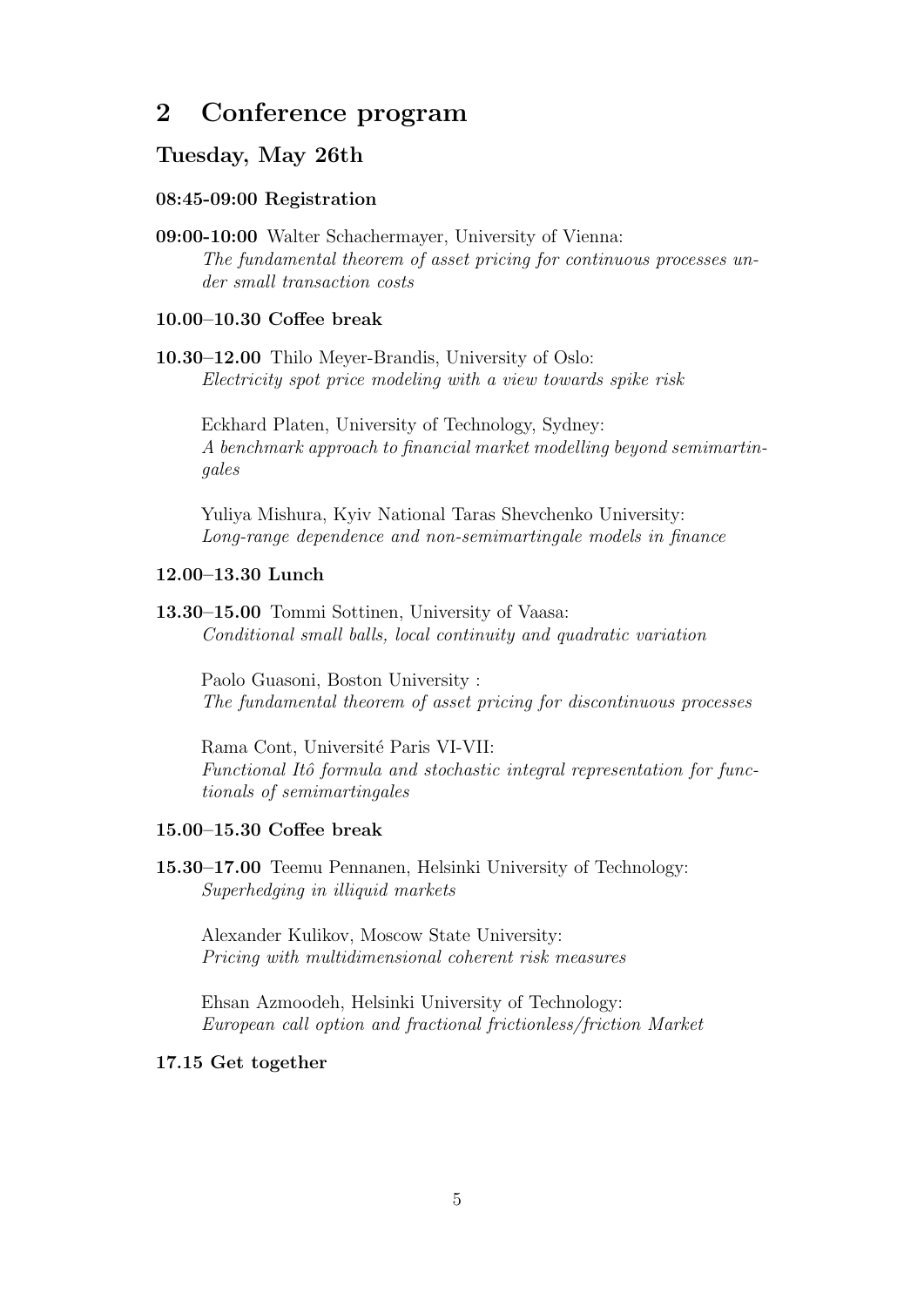## 2 Conference program

### Tuesday, May 26th

**08:45-09:00 Registration**

**09:00-10:00** Walter Schachermayer, University of Vienna:
*The fundamental theorem of asset pricing for continuous processes under small transaction costs*

**10.00–10.30 Coffee break**

**10.30–12.00** Thilo Meyer-Brandis, University of Oslo:
*Electricity spot price modeling with a view towards spike risk*

Eckhard Platen, University of Technology, Sydney:
*A benchmark approach to financial market modelling beyond semimartingales*

Yuliya Mishura, Kyiv National Taras Shevchenko University:
*Long-range dependence and non-semimartingale models in finance*

**12.00–13.30 Lunch**

**13.30–15.00** Tommi Sottinen, University of Vaasa:
*Conditional small balls, local continuity and quadratic variation*

Paolo Guasoni, Boston University :
*The fundamental theorem of asset pricing for discontinuous processes*

Rama Cont, Université Paris VI-VII:
*Functional Itô formula and stochastic integral representation for functionals of semimartingales*

**15.00–15.30 Coffee break**

**15.30–17.00** Teemu Pennanen, Helsinki University of Technology:
*Superhedging in illiquid markets*

Alexander Kulikov, Moscow State University:
*Pricing with multidimensional coherent risk measures*

Ehsan Azmoodeh, Helsinki University of Technology:
*European call option and fractional frictionless/friction Market*

**17.15 Get together**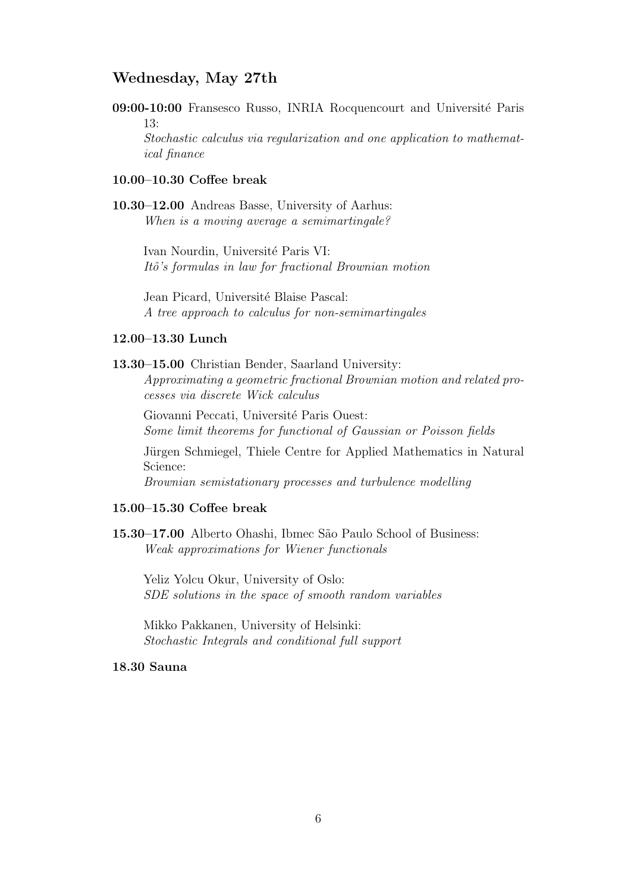## Wednesday, May 27th

**09:00-10:00** Fransesco Russo, INRIA Rocquencourt and Université Paris 13:
*Stochastic calculus via regularization and one application to mathematical finance*

**10.00–10.30 Coffee break**

**10.30–12.00** Andreas Basse, University of Aarhus:
*When is a moving average a semimartingale?*

Ivan Nourdin, Université Paris VI:
*Itô's formulas in law for fractional Brownian motion*

Jean Picard, Université Blaise Pascal:
*A tree approach to calculus for non-semimartingales*

**12.00–13.30 Lunch**

**13.30–15.00** Christian Bender, Saarland University:
*Approximating a geometric fractional Brownian motion and related processes via discrete Wick calculus*

Giovanni Peccati, Université Paris Ouest:
*Some limit theorems for functional of Gaussian or Poisson fields*

Jürgen Schmiegel, Thiele Centre for Applied Mathematics in Natural Science:
*Brownian semistationary processes and turbulence modelling*

**15.00–15.30 Coffee break**

**15.30–17.00** Alberto Ohashi, Ibmec São Paulo School of Business:
*Weak approximations for Wiener functionals*

Yeliz Yolcu Okur, University of Oslo:
*SDE solutions in the space of smooth random variables*

Mikko Pakkanen, University of Helsinki:
*Stochastic Integrals and conditional full support*

**18.30 Sauna**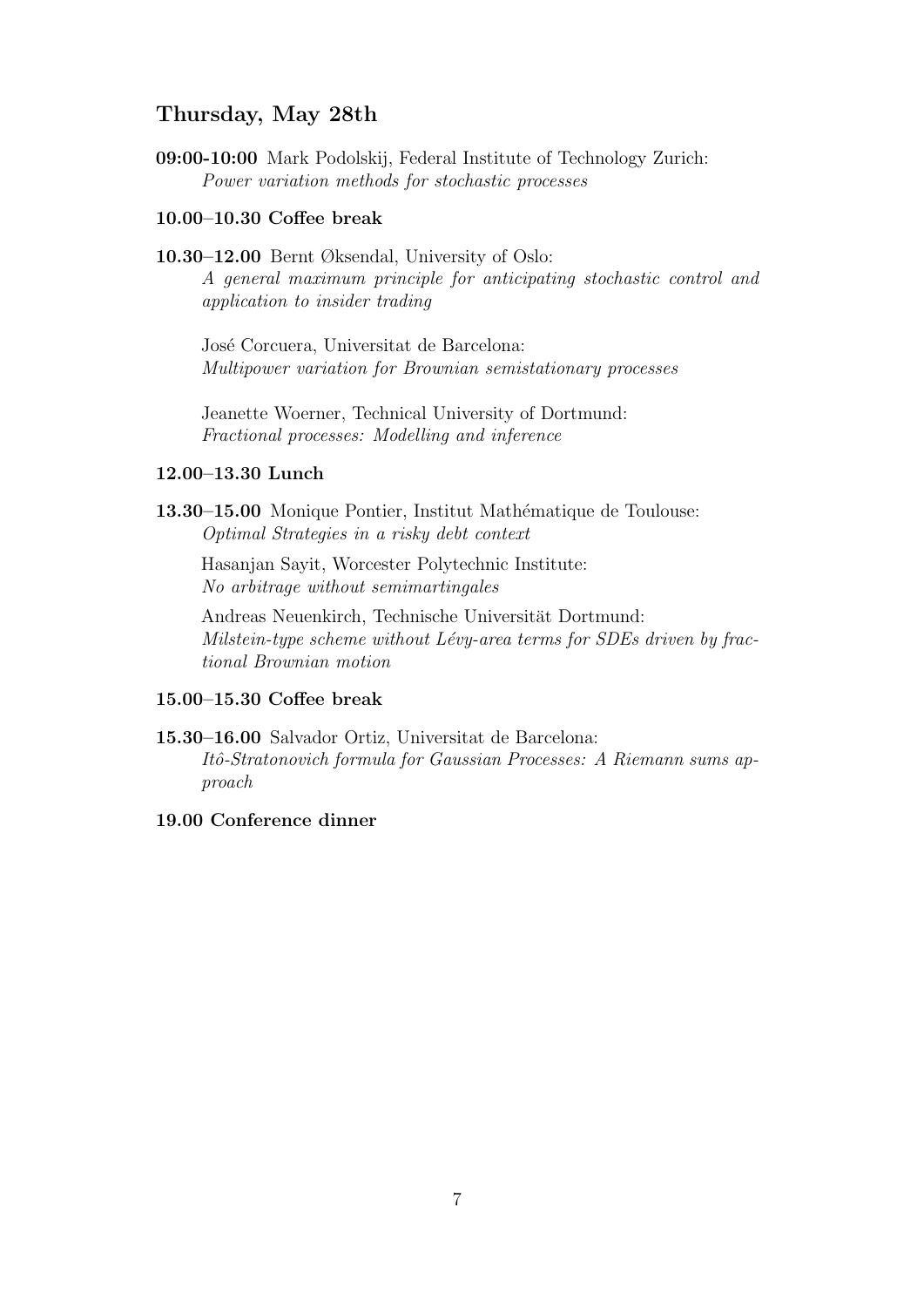## Thursday, May 28th

**09:00-10:00** Mark Podolskij, Federal Institute of Technology Zurich:
*Power variation methods for stochastic processes*

**10.00–10.30 Coffee break**

**10.30–12.00** Bernt Øksendal, University of Oslo:
*A general maximum principle for anticipating stochastic control and application to insider trading*

José Corcuera, Universitat de Barcelona:
*Multipower variation for Brownian semistationary processes*

Jeanette Woerner, Technical University of Dortmund:
*Fractional processes: Modelling and inference*

**12.00–13.30 Lunch**

**13.30–15.00** Monique Pontier, Institut Mathématique de Toulouse:
*Optimal Strategies in a risky debt context*

Hasanjan Sayit, Worcester Polytechnic Institute:
*No arbitrage without semimartingales*

Andreas Neuenkirch, Technische Universität Dortmund:
*Milstein-type scheme without Lévy-area terms for SDEs driven by fractional Brownian motion*

**15.00–15.30 Coffee break**

**15.30–16.00** Salvador Ortiz, Universitat de Barcelona:
*Itô-Stratonovich formula for Gaussian Processes: A Riemann sums approach*

**19.00 Conference dinner**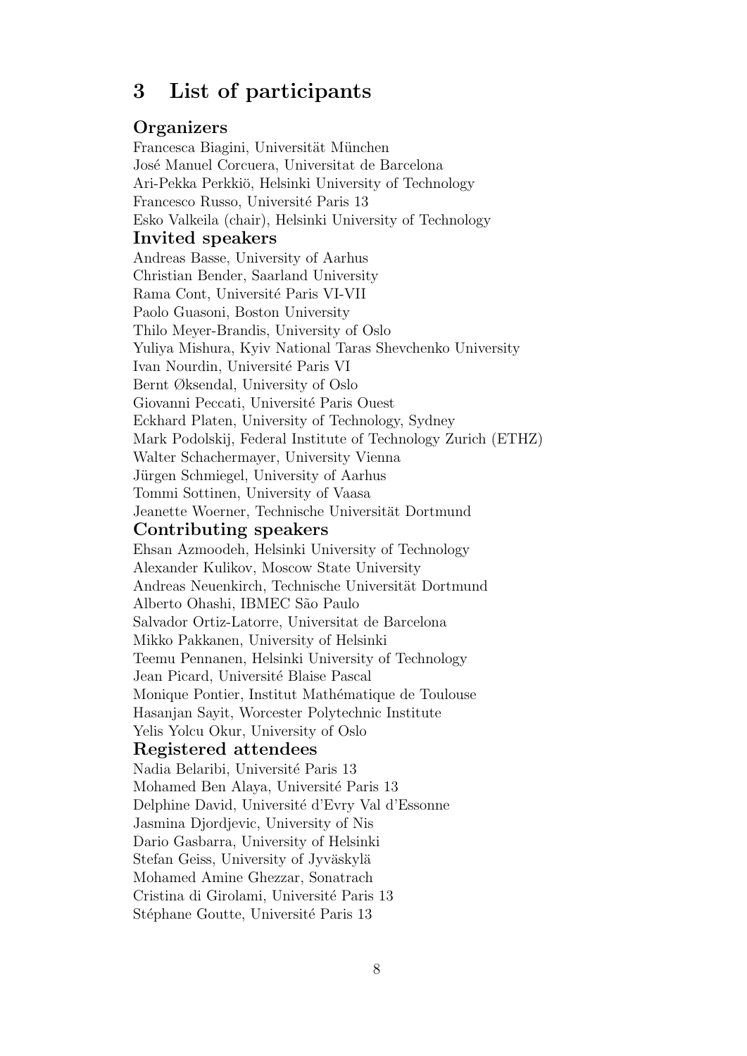# 3 List of participants

## Organizers

Francesca Biagini, Universität München
José Manuel Corcuera, Universitat de Barcelona
Ari-Pekka Perkkiö, Helsinki University of Technology
Francesco Russo, Université Paris 13
Esko Valkeila (chair), Helsinki University of Technology

## Invited speakers

Andreas Basse, University of Aarhus
Christian Bender, Saarland University
Rama Cont, Université Paris VI-VII
Paolo Guasoni, Boston University
Thilo Meyer-Brandis, University of Oslo
Yuliya Mishura, Kyiv National Taras Shevchenko University
Ivan Nourdin, Université Paris VI
Bernt Øksendal, University of Oslo
Giovanni Peccati, Université Paris Ouest
Eckhard Platen, University of Technology, Sydney
Mark Podolskij, Federal Institute of Technology Zurich (ETHZ)
Walter Schachermayer, University Vienna
Jürgen Schmiegel, University of Aarhus
Tommi Sottinen, University of Vaasa
Jeanette Woerner, Technische Universität Dortmund

## Contributing speakers

Ehsan Azmoodeh, Helsinki University of Technology
Alexander Kulikov, Moscow State University
Andreas Neuenkirch, Technische Universität Dortmund
Alberto Ohashi, IBMEC São Paulo
Salvador Ortiz-Latorre, Universitat de Barcelona
Mikko Pakkanen, University of Helsinki
Teemu Pennanen, Helsinki University of Technology
Jean Picard, Université Blaise Pascal
Monique Pontier, Institut Mathématique de Toulouse
Hasanjan Sayit, Worcester Polytechnic Institute
Yelis Yolcu Okur, University of Oslo

## Registered attendees

Nadia Belaribi, Université Paris 13
Mohamed Ben Alaya, Université Paris 13
Delphine David, Université d'Evry Val d'Essonne
Jasmina Djordjevic, University of Nis
Dario Gasbarra, University of Helsinki
Stefan Geiss, University of Jyväskylä
Mohamed Amine Ghezzar, Sonatrach
Cristina di Girolami, Université Paris 13
Stéphane Goutte, Université Paris 13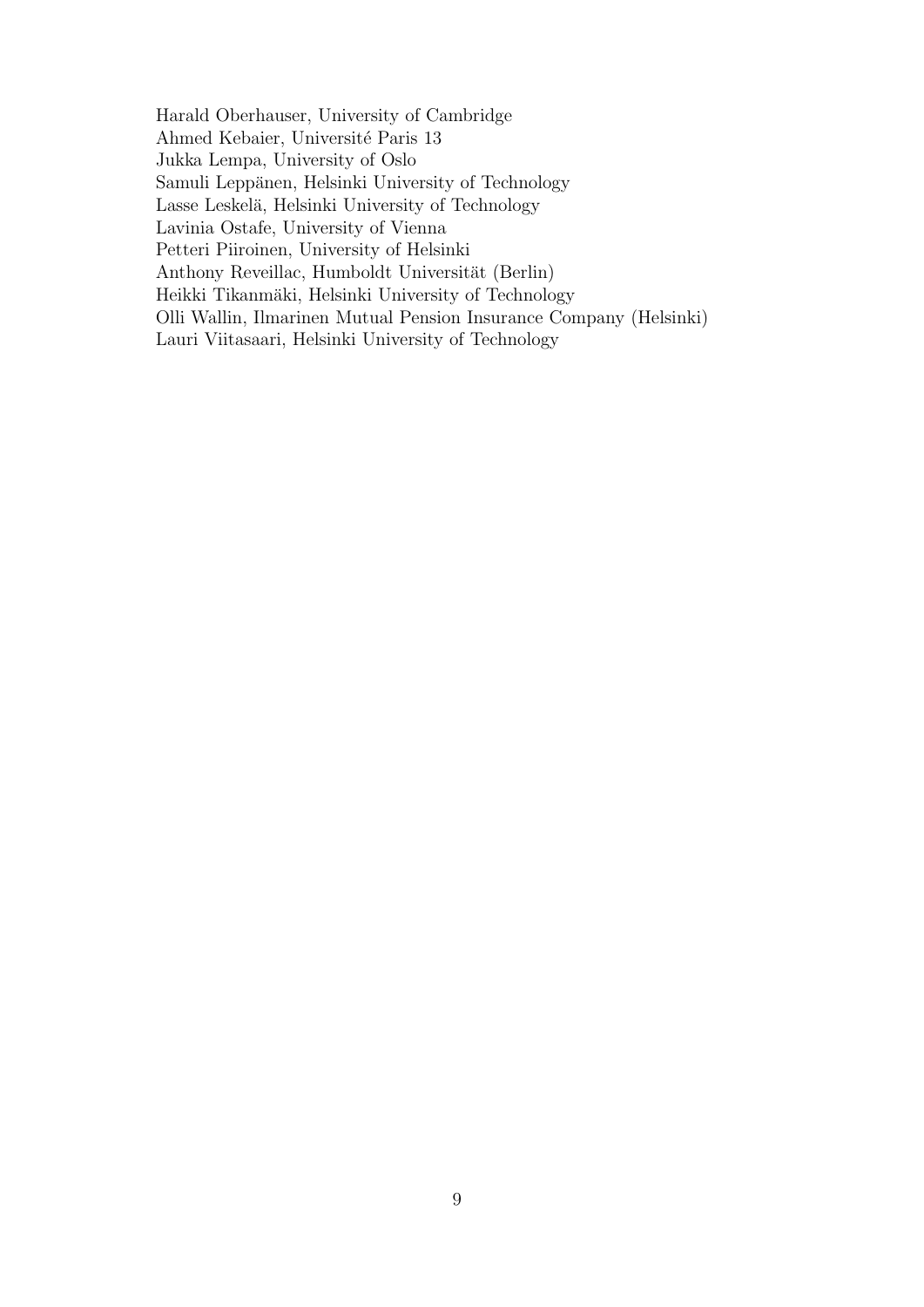Harald Oberhauser, University of Cambridge
Ahmed Kebaier, Université Paris 13
Jukka Lempa, University of Oslo
Samuli Leppänen, Helsinki University of Technology
Lasse Leskelä, Helsinki University of Technology
Lavinia Ostafe, University of Vienna
Petteri Piiroinen, University of Helsinki
Anthony Reveillac, Humboldt Universität (Berlin)
Heikki Tikanmäki, Helsinki University of Technology
Olli Wallin, Ilmarinen Mutual Pension Insurance Company (Helsinki)
Lauri Viitasaari, Helsinki University of Technology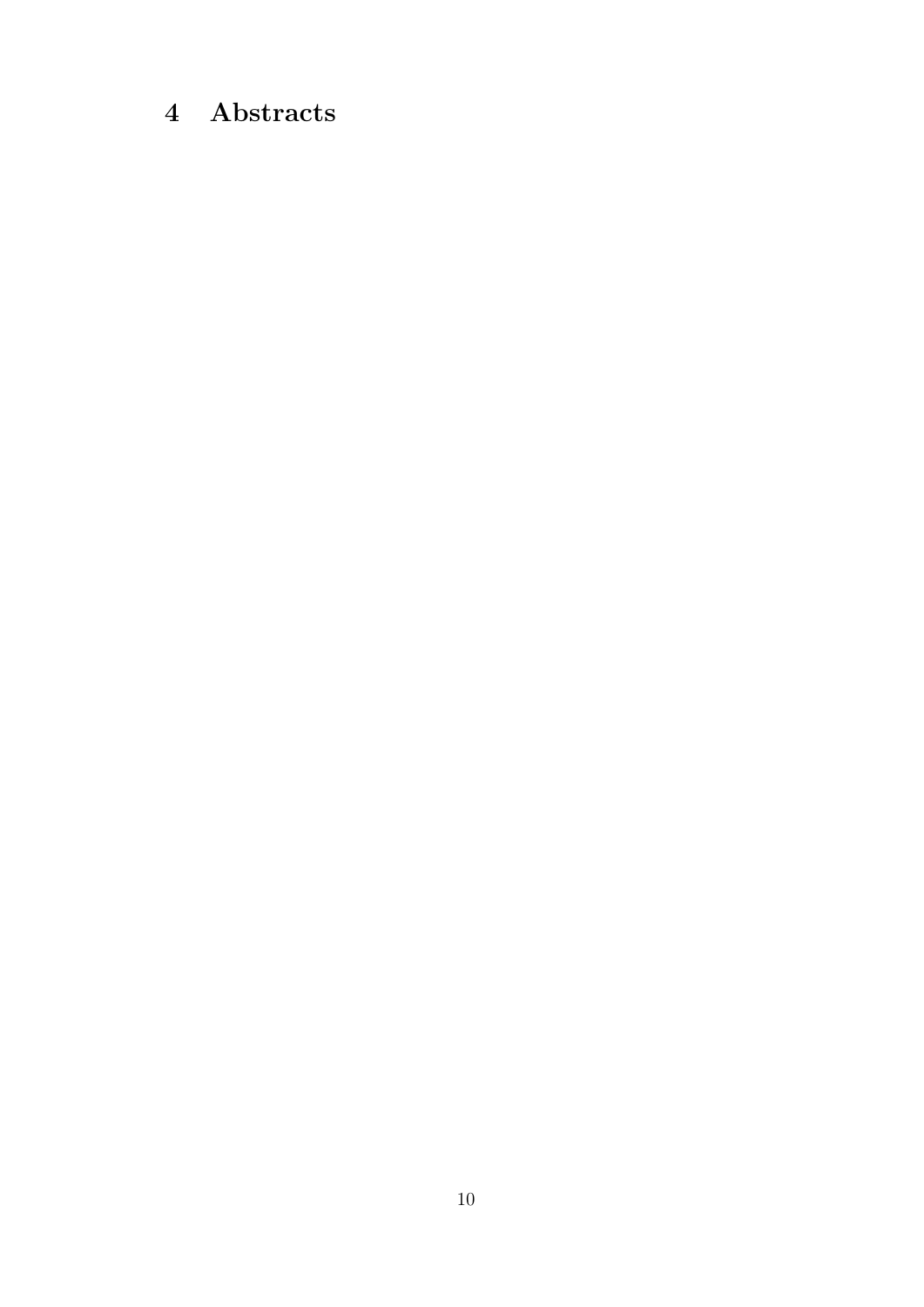# 4 Abstracts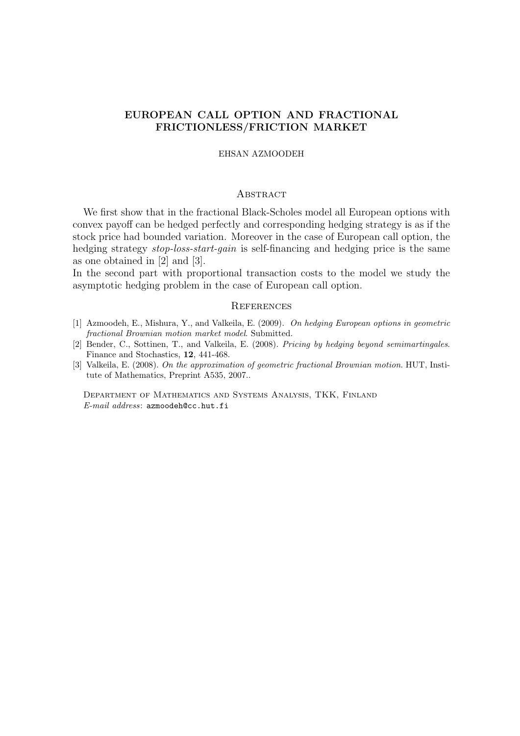# EUROPEAN CALL OPTION AND FRACTIONAL FRICTIONLESS/FRICTION MARKET

EHSAN AZMOODEH

## Abstract

We first show that in the fractional Black-Scholes model all European options with convex payoff can be hedged perfectly and corresponding hedging strategy is as if the stock price had bounded variation. Moreover in the case of European call option, the hedging strategy *stop-loss-start-gain* is self-financing and hedging price is the same as one obtained in [2] and [3].

In the second part with proportional transaction costs to the model we study the asymptotic hedging problem in the case of European call option.

## References

[1] Azmoodeh, E., Mishura, Y., and Valkeila, E. (2009). *On hedging European options in geometric fractional Brownian motion market model*. Submitted.

[2] Bender, C., Sottinen, T., and Valkeila, E. (2008). *Pricing by hedging beyond semimartingales*. Finance and Stochastics, **12**, 441-468.

[3] Valkeila, E. (2008). *On the approximation of geometric fractional Brownian motion*. HUT, Institute of Mathematics, Preprint A535, 2007..

Department of Mathematics and Systems Analysis, TKK, Finland
*E-mail address*: azmoodeh@cc.hut.fi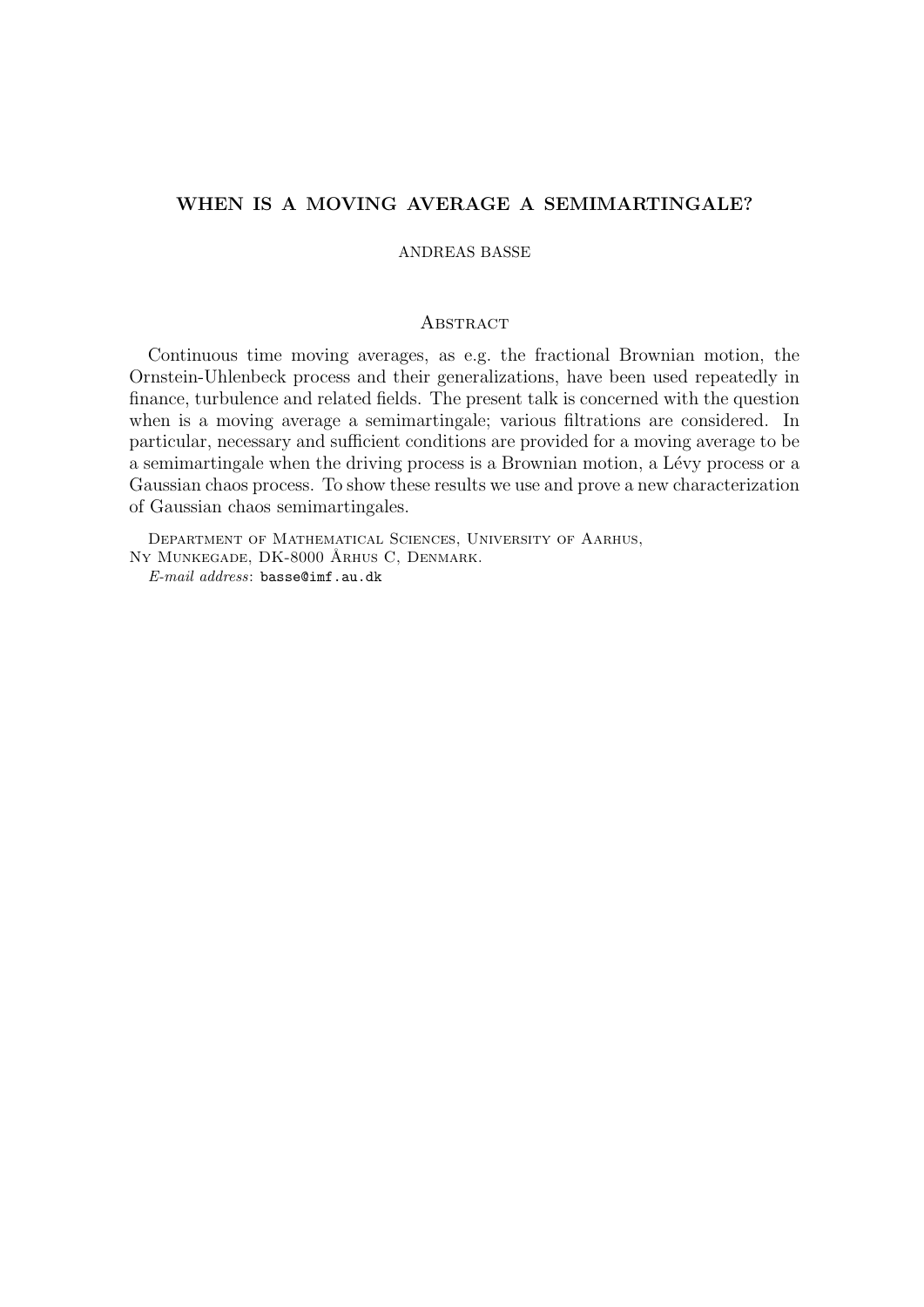## WHEN IS A MOVING AVERAGE A SEMIMARTINGALE?

ANDREAS BASSE

### Abstract

Continuous time moving averages, as e.g. the fractional Brownian motion, the Ornstein-Uhlenbeck process and their generalizations, have been used repeatedly in finance, turbulence and related fields. The present talk is concerned with the question when is a moving average a semimartingale; various filtrations are considered. In particular, necessary and sufficient conditions are provided for a moving average to be a semimartingale when the driving process is a Brownian motion, a Lévy process or a Gaussian chaos process. To show these results we use and prove a new characterization of Gaussian chaos semimartingales.

Department of Mathematical Sciences, University of Aarhus,
Ny Munkegade, DK-8000 Århus C, Denmark.
*E-mail address*: basse@imf.au.dk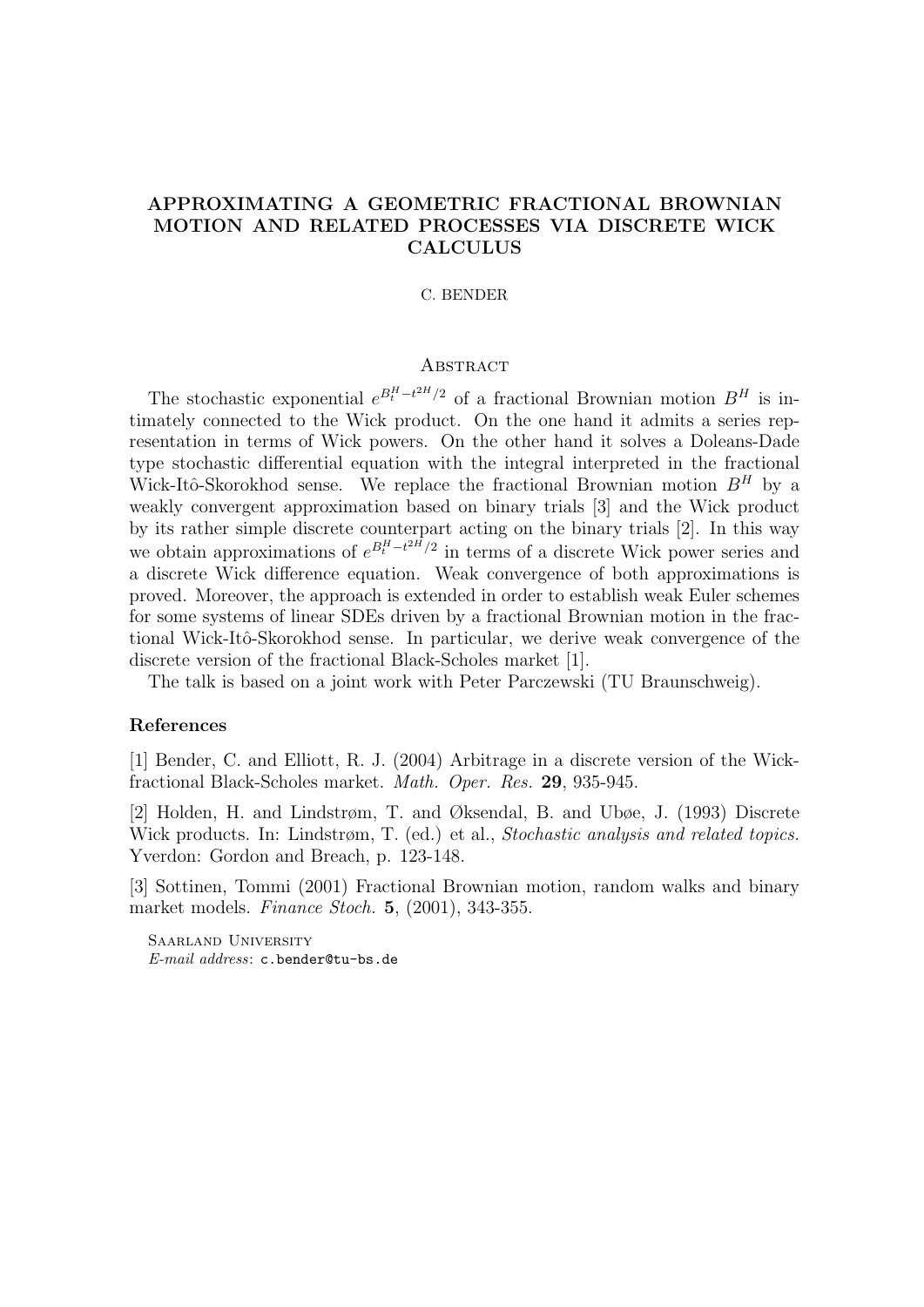# APPROXIMATING A GEOMETRIC FRACTIONAL BROWNIAN MOTION AND RELATED PROCESSES VIA DISCRETE WICK CALCULUS

C. BENDER

## Abstract

The stochastic exponential $e^{B_t^H - t^{2H}/2}$ of a fractional Brownian motion $B^H$ is intimately connected to the Wick product. On the one hand it admits a series representation in terms of Wick powers. On the other hand it solves a Doleans-Dade type stochastic differential equation with the integral interpreted in the fractional Wick-Itô-Skorokhod sense. We replace the fractional Brownian motion $B^H$ by a weakly convergent approximation based on binary trials [3] and the Wick product by its rather simple discrete counterpart acting on the binary trials [2]. In this way we obtain approximations of $e^{B_t^H - t^{2H}/2}$ in terms of a discrete Wick power series and a discrete Wick difference equation. Weak convergence of both approximations is proved. Moreover, the approach is extended in order to establish weak Euler schemes for some systems of linear SDEs driven by a fractional Brownian motion in the fractional Wick-Itô-Skorokhod sense. In particular, we derive weak convergence of the discrete version of the fractional Black-Scholes market [1].

The talk is based on a joint work with Peter Parczewski (TU Braunschweig).

### References

[1] Bender, C. and Elliott, R. J. (2004) Arbitrage in a discrete version of the Wick-fractional Black-Scholes market. *Math. Oper. Res.* **29**, 935-945.

[2] Holden, H. and Lindstrøm, T. and Øksendal, B. and Ubøe, J. (1993) Discrete Wick products. In: Lindstrøm, T. (ed.) et al., *Stochastic analysis and related topics.* Yverdon: Gordon and Breach, p. 123-148.

[3] Sottinen, Tommi (2001) Fractional Brownian motion, random walks and binary market models. *Finance Stoch.* **5**, (2001), 343-355.

Saarland University
*E-mail address*: c.bender@tu-bs.de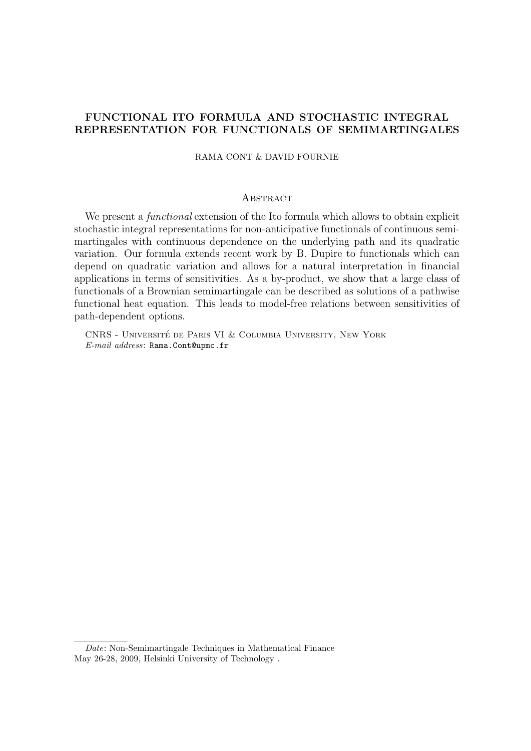**FUNCTIONAL ITO FORMULA AND STOCHASTIC INTEGRAL REPRESENTATION FOR FUNCTIONALS OF SEMIMARTINGALES**

RAMA CONT & DAVID FOURNIE

## Abstract

We present a *functional* extension of the Ito formula which allows to obtain explicit stochastic integral representations for non-anticipative functionals of continuous semimartingales with continuous dependence on the underlying path and its quadratic variation. Our formula extends recent work by B. Dupire to functionals which can depend on quadratic variation and allows for a natural interpretation in financial applications in terms of sensitivities. As a by-product, we show that a large class of functionals of a Brownian semimartingale can be described as solutions of a pathwise functional heat equation. This leads to model-free relations between sensitivities of path-dependent options.

CNRS - Université de Paris VI & Columbia University, New York
*E-mail address*: Rama.Cont@upmc.fr

---

*Date*: Non-Semimartingale Techniques in Mathematical Finance
May 26-28, 2009, Helsinki University of Technology .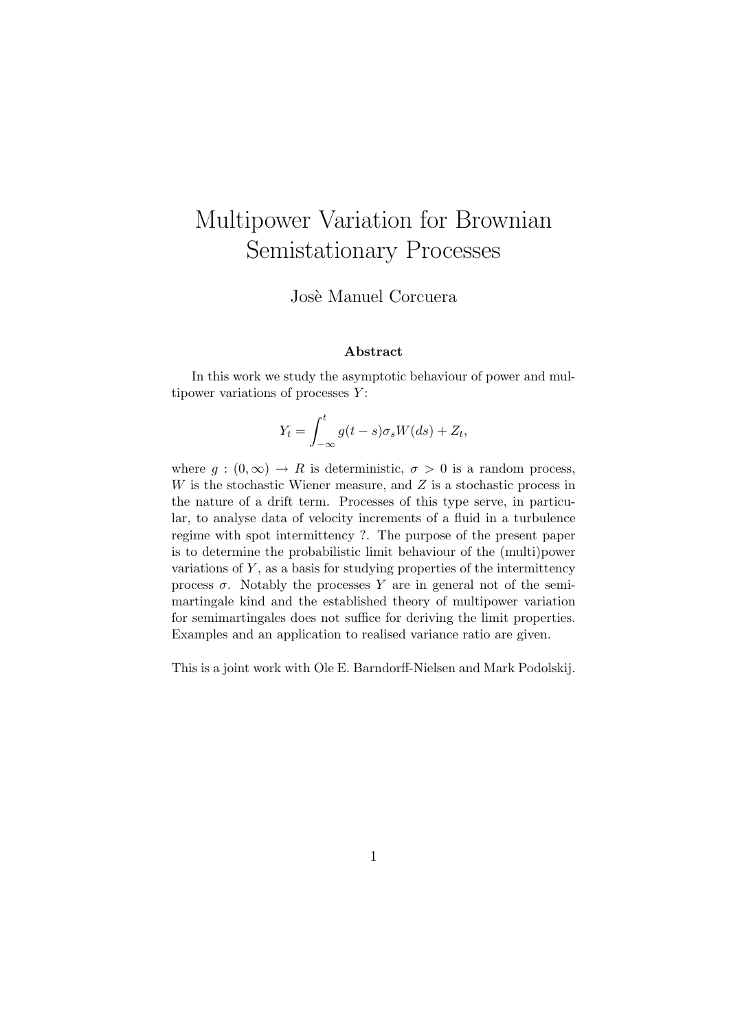// # Multipower Variation for Brownian Semistationary Processes

Josè Manuel Corcuera

**Abstract**

In this work we study the asymptotic behaviour of power and multipower variations of processes $Y$:

$$Y_t = \int_{-\infty}^{t} g(t-s)\sigma_s W(ds) + Z_t,$$

where $g : (0, \infty) \to R$ is deterministic, $\sigma > 0$ is a random process, $W$ is the stochastic Wiener measure, and $Z$ is a stochastic process in the nature of a drift term. Processes of this type serve, in particular, to analyse data of velocity increments of a fluid in a turbulence regime with spot intermittency ?. The purpose of the present paper is to determine the probabilistic limit behaviour of the (multi)power variations of $Y$, as a basis for studying properties of the intermittency process $\sigma$. Notably the processes $Y$ are in general not of the semimartingale kind and the established theory of multipower variation for semimartingales does not suffice for deriving the limit properties. Examples and an application to realised variance ratio are given.

This is a joint work with Ole E. Barndorff-Nielsen and Mark Podolskij.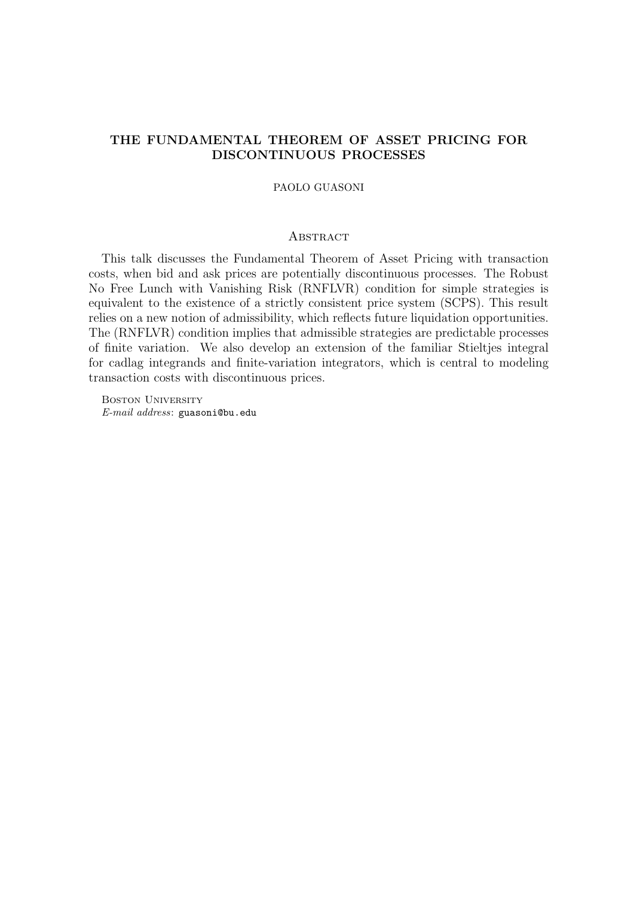# THE FUNDAMENTAL THEOREM OF ASSET PRICING FOR DISCONTINUOUS PROCESSES

PAOLO GUASONI

## Abstract

This talk discusses the Fundamental Theorem of Asset Pricing with transaction costs, when bid and ask prices are potentially discontinuous processes. The Robust No Free Lunch with Vanishing Risk (RNFLVR) condition for simple strategies is equivalent to the existence of a strictly consistent price system (SCPS). This result relies on a new notion of admissibility, which reflects future liquidation opportunities. The (RNFLVR) condition implies that admissible strategies are predictable processes of finite variation. We also develop an extension of the familiar Stieltjes integral for cadlag integrands and finite-variation integrators, which is central to modeling transaction costs with discontinuous prices.

Boston University
*E-mail address*: guasoni@bu.edu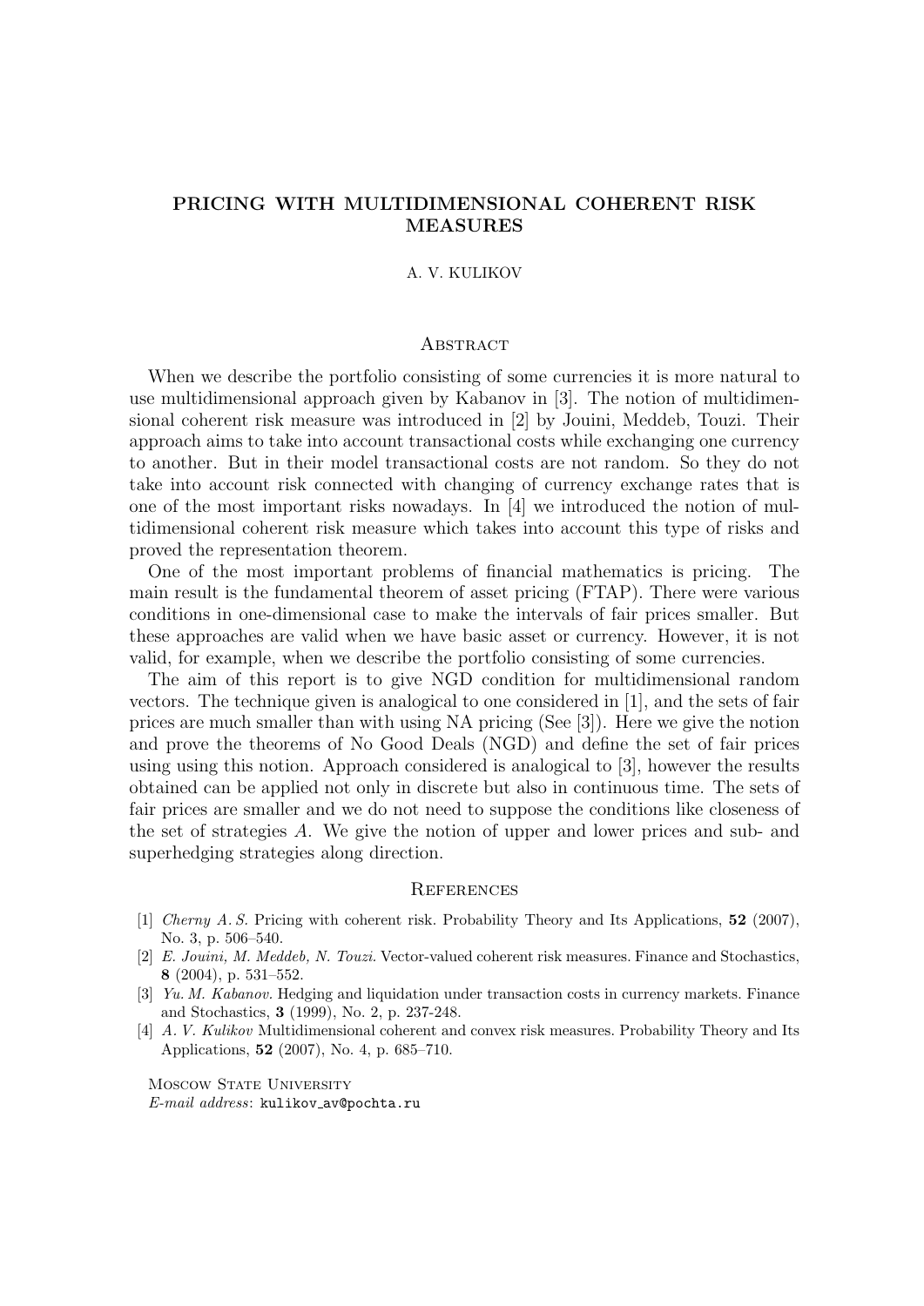# PRICING WITH MULTIDIMENSIONAL COHERENT RISK MEASURES

A. V. KULIKOV

## Abstract

When we describe the portfolio consisting of some currencies it is more natural to use multidimensional approach given by Kabanov in [3]. The notion of multidimensional coherent risk measure was introduced in [2] by Jouini, Meddeb, Touzi. Their approach aims to take into account transactional costs while exchanging one currency to another. But in their model transactional costs are not random. So they do not take into account risk connected with changing of currency exchange rates that is one of the most important risks nowadays. In [4] we introduced the notion of multidimensional coherent risk measure which takes into account this type of risks and proved the representation theorem.

One of the most important problems of financial mathematics is pricing. The main result is the fundamental theorem of asset pricing (FTAP). There were various conditions in one-dimensional case to make the intervals of fair prices smaller. But these approaches are valid when we have basic asset or currency. However, it is not valid, for example, when we describe the portfolio consisting of some currencies.

The aim of this report is to give NGD condition for multidimensional random vectors. The technique given is analogical to one considered in [1], and the sets of fair prices are much smaller than with using NA pricing (See [3]). Here we give the notion and prove the theorems of No Good Deals (NGD) and define the set of fair prices using using this notion. Approach considered is analogical to [3], however the results obtained can be applied not only in discrete but also in continuous time. The sets of fair prices are smaller and we do not need to suppose the conditions like closeness of the set of strategies $A$. We give the notion of upper and lower prices and sub- and superhedging strategies along direction.

## References

[1] *Cherny A. S.* Pricing with coherent risk. Probability Theory and Its Applications, **52** (2007), No. 3, p. 506–540.

[2] *E. Jouini, M. Meddeb, N. Touzi.* Vector-valued coherent risk measures. Finance and Stochastics, **8** (2004), p. 531–552.

[3] *Yu. M. Kabanov.* Hedging and liquidation under transaction costs in currency markets. Finance and Stochastics, **3** (1999), No. 2, p. 237-248.

[4] *A. V. Kulikov* Multidimensional coherent and convex risk measures. Probability Theory and Its Applications, **52** (2007), No. 4, p. 685–710.

Moscow State University
*E-mail address*: kulikov_av@pochta.ru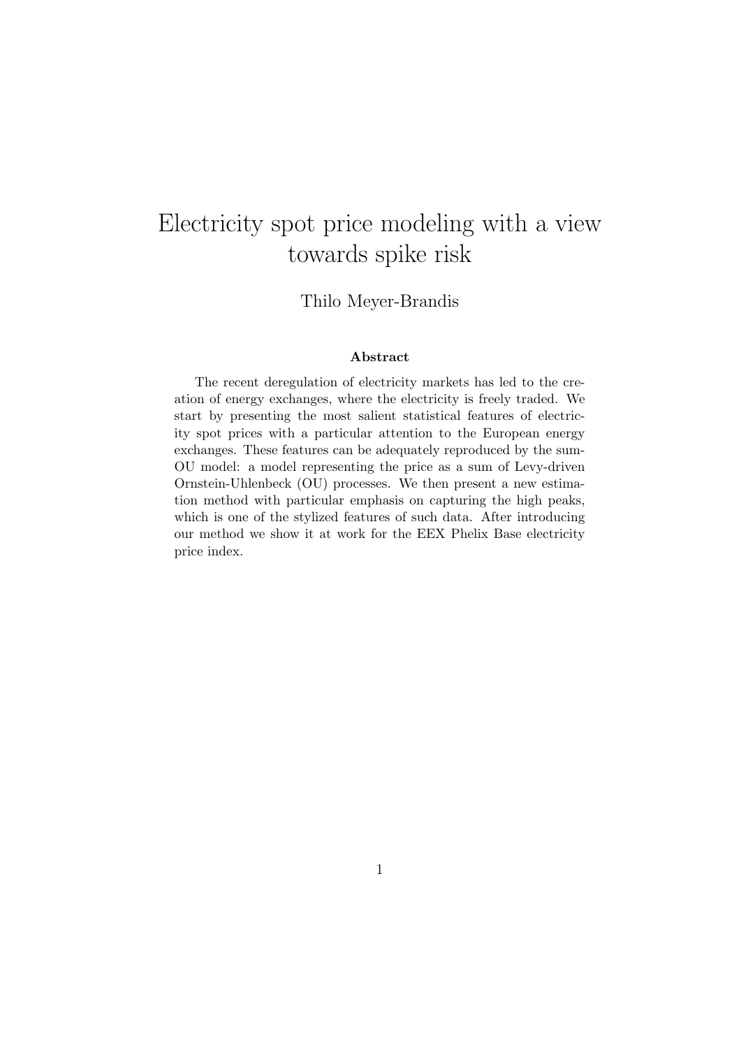# Electricity spot price modeling with a view towards spike risk

Thilo Meyer-Brandis

### Abstract

The recent deregulation of electricity markets has led to the creation of energy exchanges, where the electricity is freely traded. We start by presenting the most salient statistical features of electricity spot prices with a particular attention to the European energy exchanges. These features can be adequately reproduced by the sum-OU model: a model representing the price as a sum of Levy-driven Ornstein-Uhlenbeck (OU) processes. We then present a new estimation method with particular emphasis on capturing the high peaks, which is one of the stylized features of such data. After introducing our method we show it at work for the EEX Phelix Base electricity price index.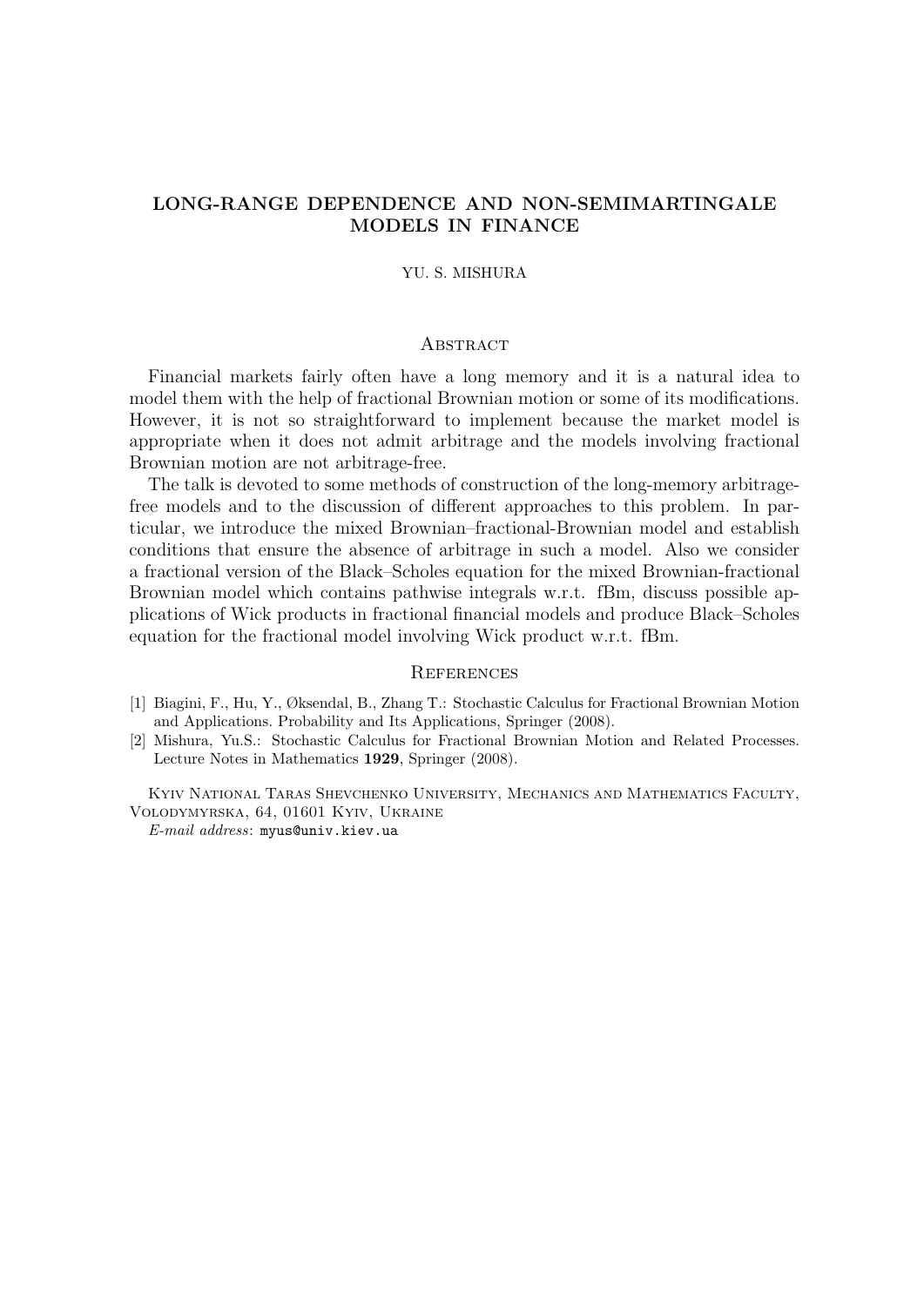# LONG-RANGE DEPENDENCE AND NON-SEMIMARTINGALE MODELS IN FINANCE

YU. S. MISHURA

## Abstract

Financial markets fairly often have a long memory and it is a natural idea to model them with the help of fractional Brownian motion or some of its modifications. However, it is not so straightforward to implement because the market model is appropriate when it does not admit arbitrage and the models involving fractional Brownian motion are not arbitrage-free.

The talk is devoted to some methods of construction of the long-memory arbitrage-free models and to the discussion of different approaches to this problem. In particular, we introduce the mixed Brownian–fractional-Brownian model and establish conditions that ensure the absence of arbitrage in such a model. Also we consider a fractional version of the Black–Scholes equation for the mixed Brownian-fractional Brownian model which contains pathwise integrals w.r.t. fBm, discuss possible applications of Wick products in fractional financial models and produce Black–Scholes equation for the fractional model involving Wick product w.r.t. fBm.

## References

[1] Biagini, F., Hu, Y., Øksendal, B., Zhang T.: Stochastic Calculus for Fractional Brownian Motion and Applications. Probability and Its Applications, Springer (2008).

[2] Mishura, Yu.S.: Stochastic Calculus for Fractional Brownian Motion and Related Processes. Lecture Notes in Mathematics **1929**, Springer (2008).

Kyiv National Taras Shevchenko University, Mechanics and Mathematics Faculty, Volodymyrska, 64, 01601 Kyiv, Ukraine

*E-mail address*: myus@univ.kiev.ua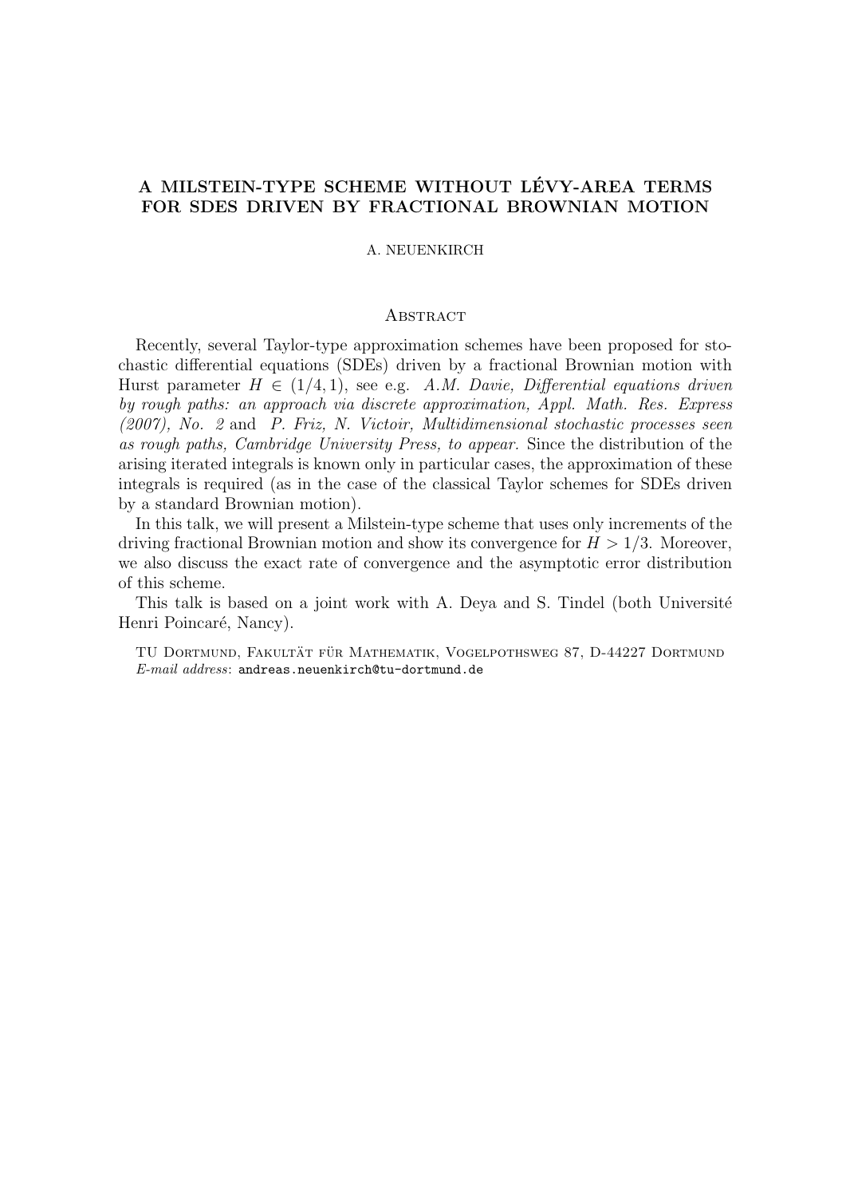# A MILSTEIN-TYPE SCHEME WITHOUT LÉVY-AREA TERMS FOR SDES DRIVEN BY FRACTIONAL BROWNIAN MOTION

A. NEUENKIRCH

## Abstract

Recently, several Taylor-type approximation schemes have been proposed for stochastic differential equations (SDEs) driven by a fractional Brownian motion with Hurst parameter $H \in (1/4, 1)$, see e.g. *A.M. Davie, Differential equations driven by rough paths: an approach via discrete approximation, Appl. Math. Res. Express (2007), No. 2* and *P. Friz, N. Victoir, Multidimensional stochastic processes seen as rough paths, Cambridge University Press, to appear.* Since the distribution of the arising iterated integrals is known only in particular cases, the approximation of these integrals is required (as in the case of the classical Taylor schemes for SDEs driven by a standard Brownian motion).

In this talk, we will present a Milstein-type scheme that uses only increments of the driving fractional Brownian motion and show its convergence for $H > 1/3$. Moreover, we also discuss the exact rate of convergence and the asymptotic error distribution of this scheme.

This talk is based on a joint work with A. Deya and S. Tindel (both Université Henri Poincaré, Nancy).

TU Dortmund, Fakultät für Mathematik, Vogelpothsweg 87, D-44227 Dortmund
*E-mail address*: andreas.neuenkirch@tu-dortmund.de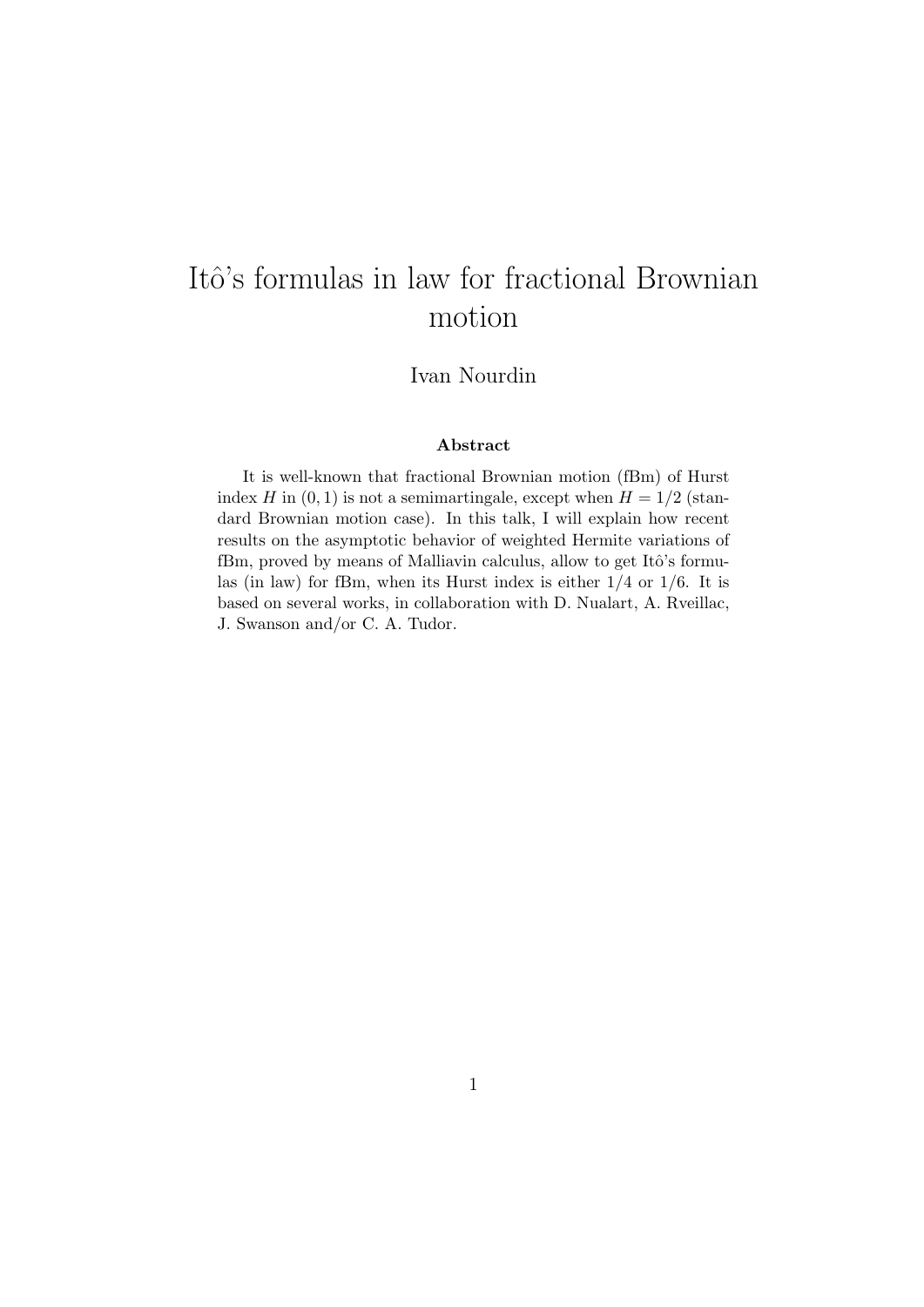# Itô's formulas in law for fractional Brownian motion

Ivan Nourdin

### Abstract

It is well-known that fractional Brownian motion (fBm) of Hurst index $H$ in $(0, 1)$ is not a semimartingale, except when $H = 1/2$ (standard Brownian motion case). In this talk, I will explain how recent results on the asymptotic behavior of weighted Hermite variations of fBm, proved by means of Malliavin calculus, allow to get Itô's formulas (in law) for fBm, when its Hurst index is either $1/4$ or $1/6$. It is based on several works, in collaboration with D. Nualart, A. Rveillac, J. Swanson and/or C. A. Tudor.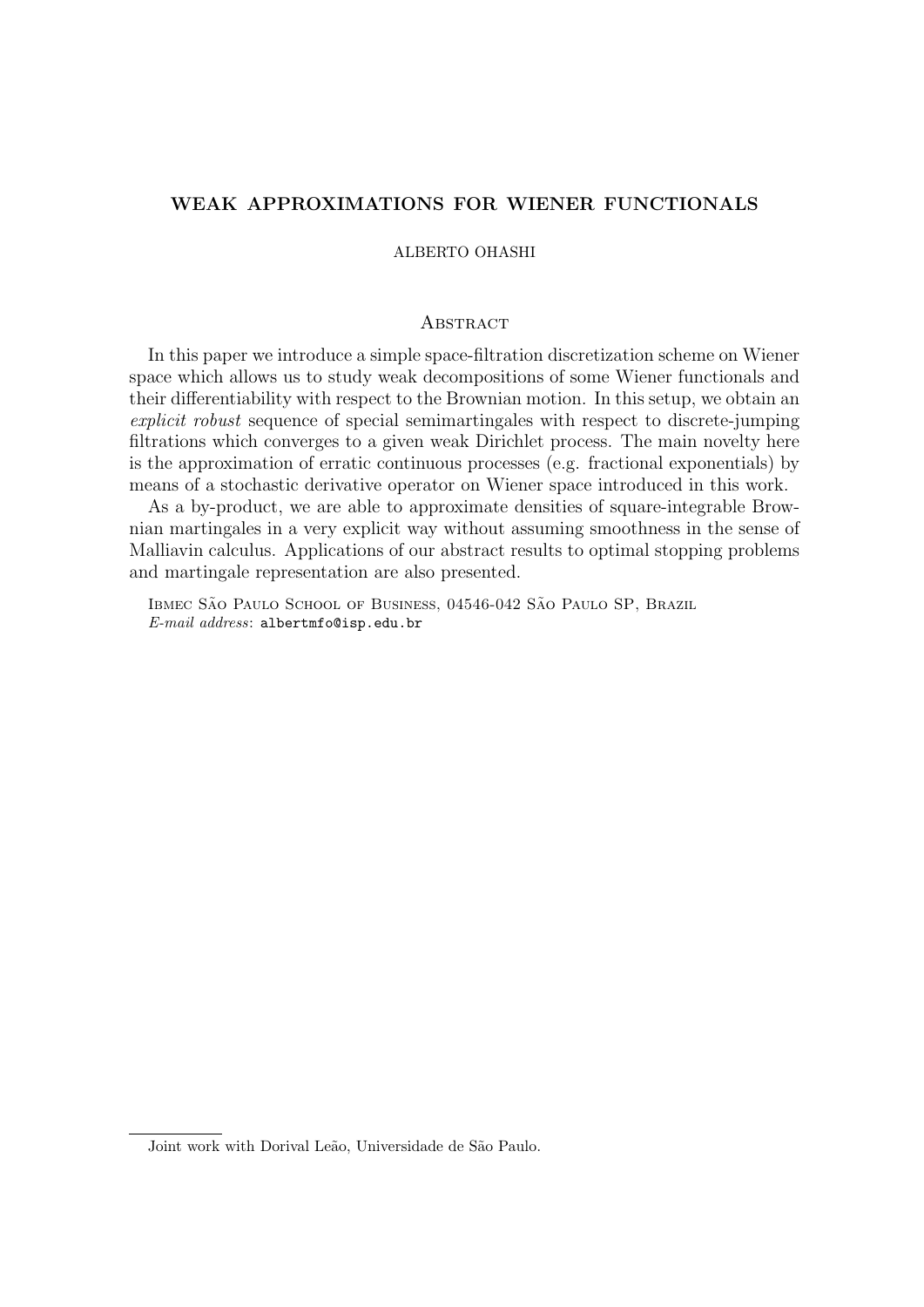## WEAK APPROXIMATIONS FOR WIENER FUNCTIONALS

ALBERTO OHASHI

### Abstract

In this paper we introduce a simple space-filtration discretization scheme on Wiener space which allows us to study weak decompositions of some Wiener functionals and their differentiability with respect to the Brownian motion. In this setup, we obtain an *explicit robust* sequence of special semimartingales with respect to discrete-jumping filtrations which converges to a given weak Dirichlet process. The main novelty here is the approximation of erratic continuous processes (e.g. fractional exponentials) by means of a stochastic derivative operator on Wiener space introduced in this work.

As a by-product, we are able to approximate densities of square-integrable Brownian martingales in a very explicit way without assuming smoothness in the sense of Malliavin calculus. Applications of our abstract results to optimal stopping problems and martingale representation are also presented.

Ibmec São Paulo School of Business, 04546-042 São Paulo SP, Brazil
*E-mail address*: albertmfo@isp.edu.br

---

Joint work with Dorival Leão, Universidade de São Paulo.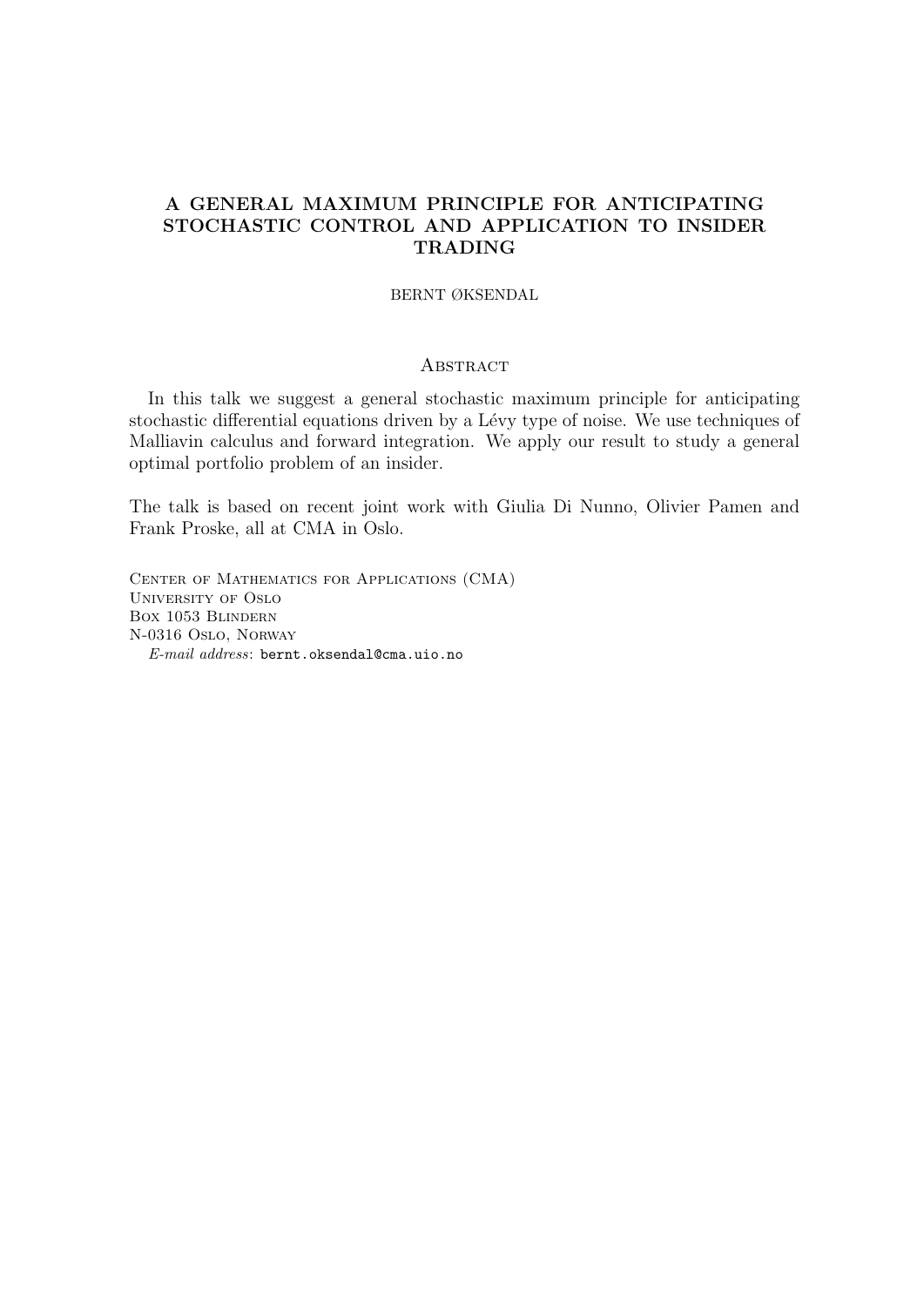# A GENERAL MAXIMUM PRINCIPLE FOR ANTICIPATING STOCHASTIC CONTROL AND APPLICATION TO INSIDER TRADING

BERNT ØKSENDAL

## Abstract

In this talk we suggest a general stochastic maximum principle for anticipating stochastic differential equations driven by a Lévy type of noise. We use techniques of Malliavin calculus and forward integration. We apply our result to study a general optimal portfolio problem of an insider.

The talk is based on recent joint work with Giulia Di Nunno, Olivier Pamen and Frank Proske, all at CMA in Oslo.

Center of Mathematics for Applications (CMA)
University of Oslo
Box 1053 Blindern
N-0316 Oslo, Norway
*E-mail address*: bernt.oksendal@cma.uio.no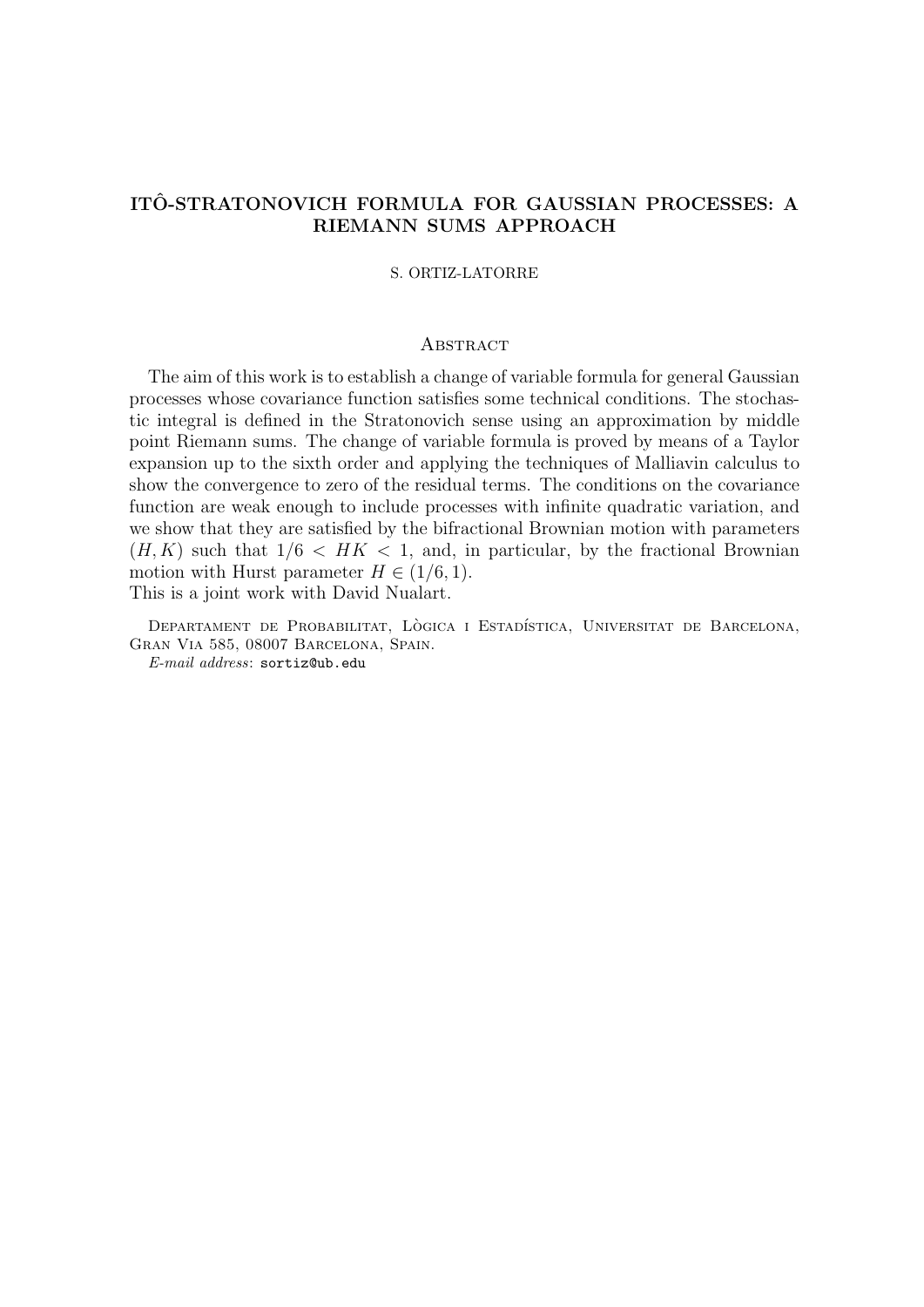## ITÔ-STRATONOVICH FORMULA FOR GAUSSIAN PROCESSES: A RIEMANN SUMS APPROACH

S. ORTIZ-LATORRE

### Abstract

The aim of this work is to establish a change of variable formula for general Gaussian processes whose covariance function satisfies some technical conditions. The stochastic integral is defined in the Stratonovich sense using an approximation by middle point Riemann sums. The change of variable formula is proved by means of a Taylor expansion up to the sixth order and applying the techniques of Malliavin calculus to show the convergence to zero of the residual terms. The conditions on the covariance function are weak enough to include processes with infinite quadratic variation, and we show that they are satisfied by the bifractional Brownian motion with parameters $(H, K)$ such that $1/6 < HK < 1$, and, in particular, by the fractional Brownian motion with Hurst parameter $H \in (1/6, 1)$.
This is a joint work with David Nualart.

Departament de Probabilitat, Lògica i Estadística, Universitat de Barcelona, Gran Via 585, 08007 Barcelona, Spain.

*E-mail address*: sortiz@ub.edu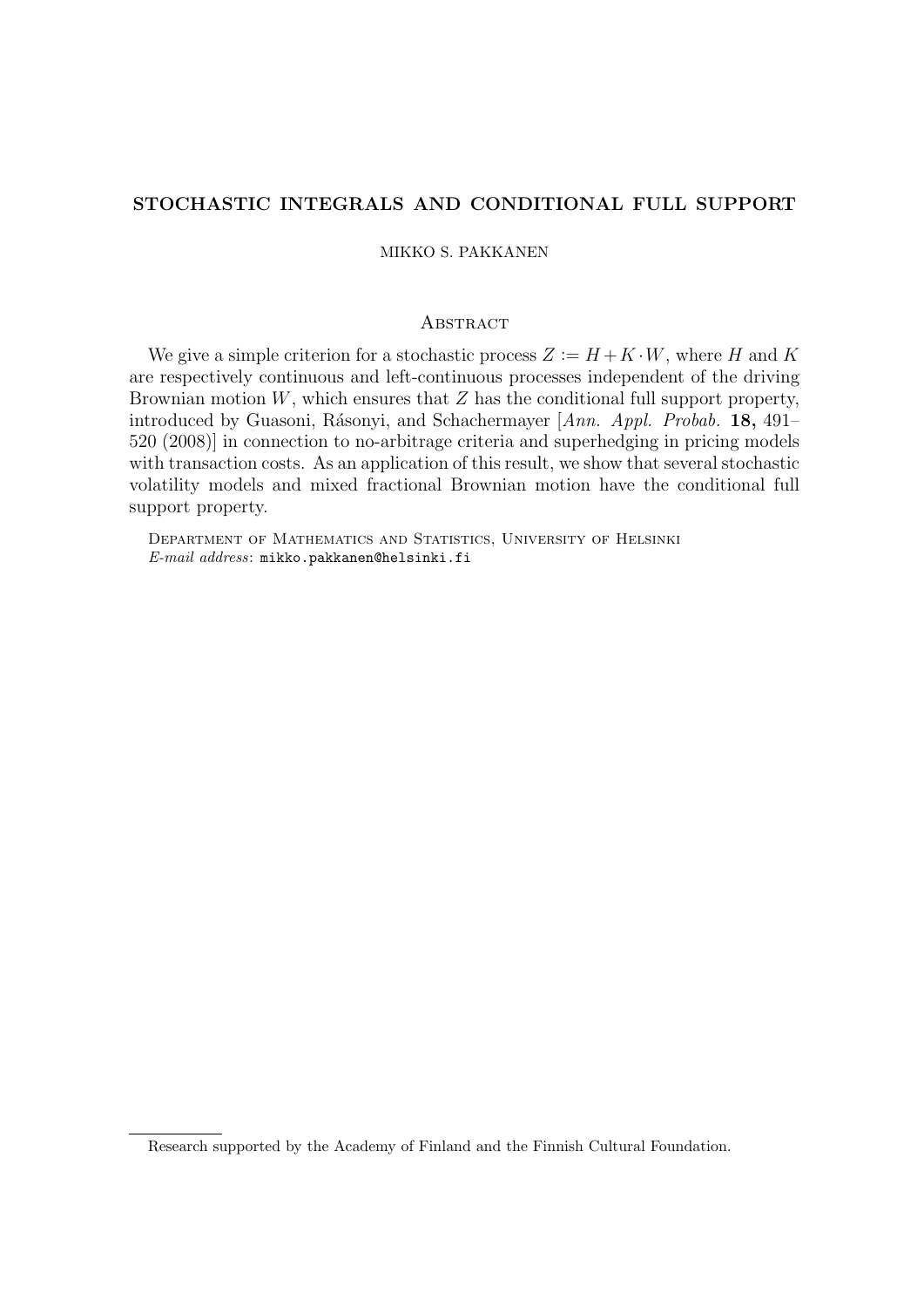**STOCHASTIC INTEGRALS AND CONDITIONAL FULL SUPPORT**

MIKKO S. PAKKANEN

## Abstract

We give a simple criterion for a stochastic process $Z := H + K \cdot W$, where $H$ and $K$ are respectively continuous and left-continuous processes independent of the driving Brownian motion $W$, which ensures that $Z$ has the conditional full support property, introduced by Guasoni, Rásonyi, and Schachermayer [*Ann. Appl. Probab.* **18,** 491–520 (2008)] in connection to no-arbitrage criteria and superhedging in pricing models with transaction costs. As an application of this result, we show that several stochastic volatility models and mixed fractional Brownian motion have the conditional full support property.

Department of Mathematics and Statistics, University of Helsinki
*E-mail address*: `mikko.pakkanen@helsinki.fi`

---

Research supported by the Academy of Finland and the Finnish Cultural Foundation.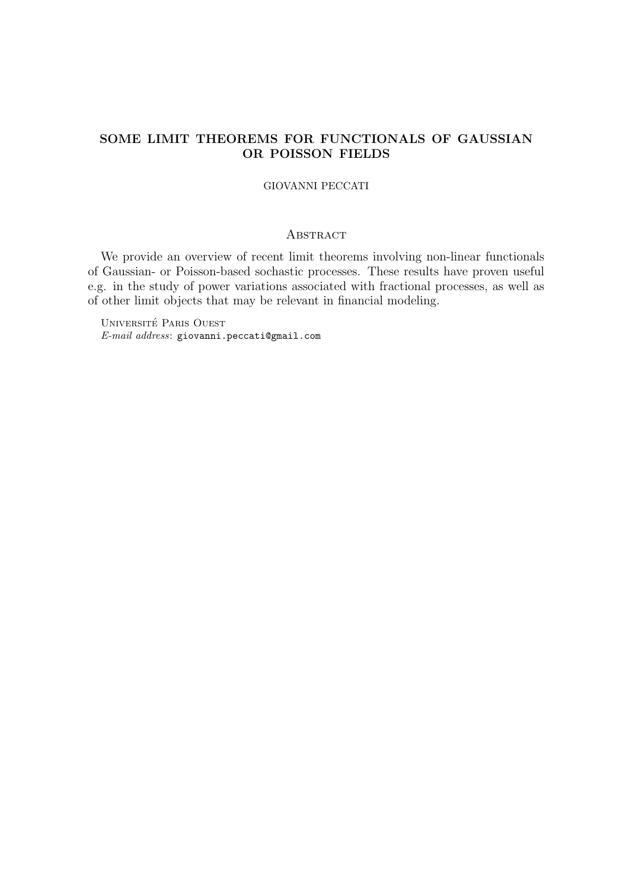**SOME LIMIT THEOREMS FOR FUNCTIONALS OF GAUSSIAN OR POISSON FIELDS**

GIOVANNI PECCATI

## Abstract

We provide an overview of recent limit theorems involving non-linear functionals of Gaussian- or Poisson-based sochastic processes. These results have proven useful e.g. in the study of power variations associated with fractional processes, as well as of other limit objects that may be relevant in financial modeling.

Université Paris Ouest
*E-mail address*: giovanni.peccati@gmail.com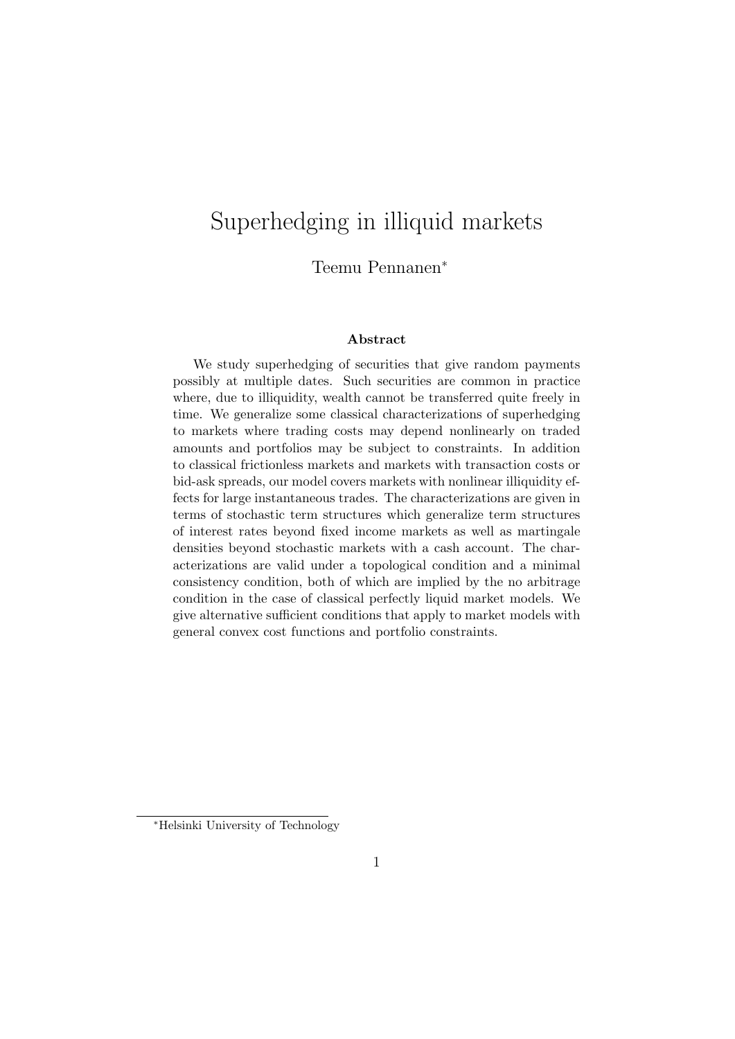# Superhedging in illiquid markets

Teemu Pennanen*

### Abstract

We study superhedging of securities that give random payments possibly at multiple dates. Such securities are common in practice where, due to illiquidity, wealth cannot be transferred quite freely in time. We generalize some classical characterizations of superhedging to markets where trading costs may depend nonlinearly on traded amounts and portfolios may be subject to constraints. In addition to classical frictionless markets and markets with transaction costs or bid-ask spreads, our model covers markets with nonlinear illiquidity effects for large instantaneous trades. The characterizations are given in terms of stochastic term structures which generalize term structures of interest rates beyond fixed income markets as well as martingale densities beyond stochastic markets with a cash account. The characterizations are valid under a topological condition and a minimal consistency condition, both of which are implied by the no arbitrage condition in the case of classical perfectly liquid market models. We give alternative sufficient conditions that apply to market models with general convex cost functions and portfolio constraints.

---

*Helsinki University of Technology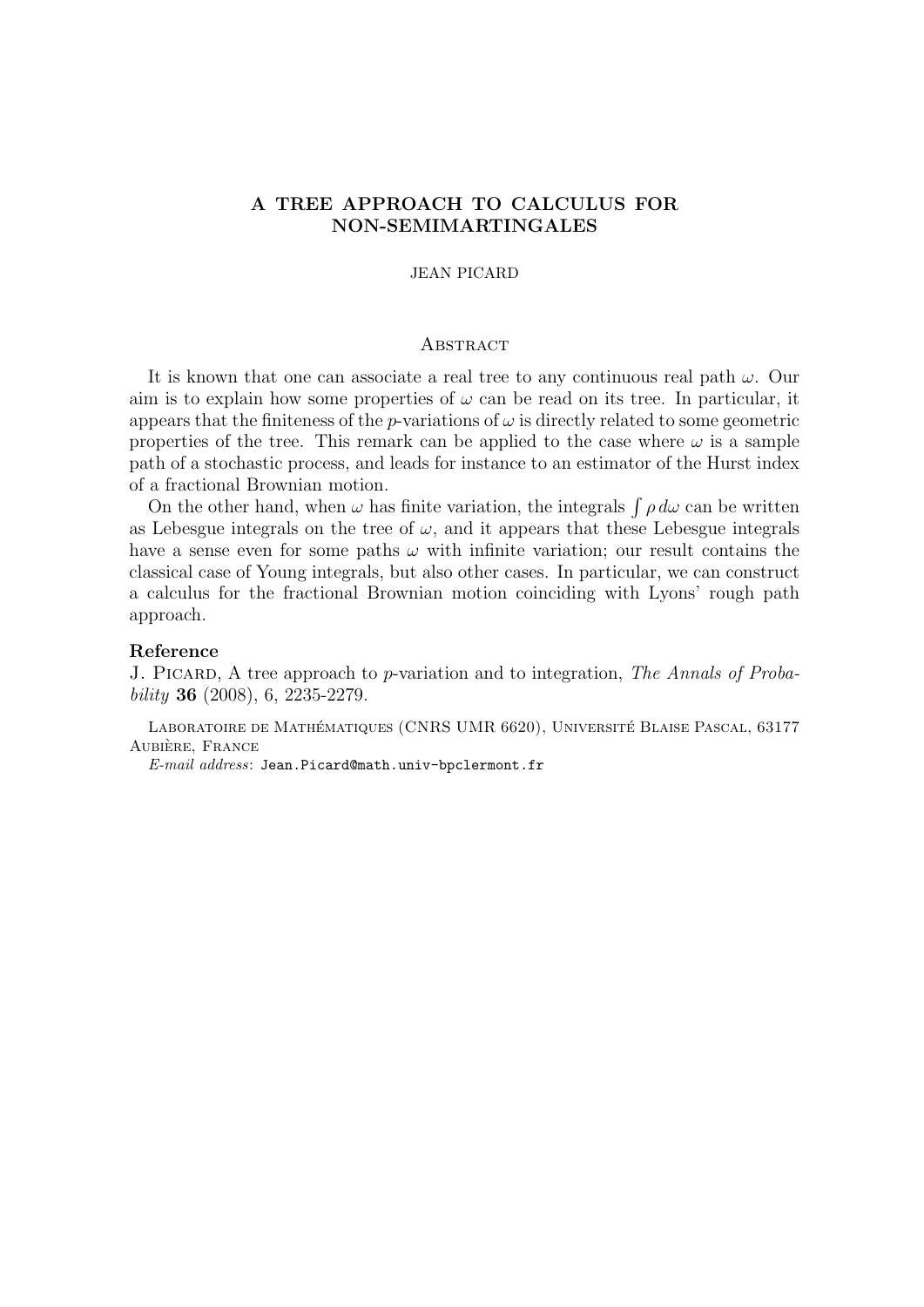# A TREE APPROACH TO CALCULUS FOR NON-SEMIMARTINGALES

JEAN PICARD

## Abstract

It is known that one can associate a real tree to any continuous real path $\omega$. Our aim is to explain how some properties of $\omega$ can be read on its tree. In particular, it appears that the finiteness of the $p$-variations of $\omega$ is directly related to some geometric properties of the tree. This remark can be applied to the case where $\omega$ is a sample path of a stochastic process, and leads for instance to an estimator of the Hurst index of a fractional Brownian motion.

On the other hand, when $\omega$ has finite variation, the integrals $\int \rho \, d\omega$ can be written as Lebesgue integrals on the tree of $\omega$, and it appears that these Lebesgue integrals have a sense even for some paths $\omega$ with infinite variation; our result contains the classical case of Young integrals, but also other cases. In particular, we can construct a calculus for the fractional Brownian motion coinciding with Lyons' rough path approach.

**Reference**

J. Picard, A tree approach to $p$-variation and to integration, *The Annals of Probability* **36** (2008), 6, 2235-2279.

Laboratoire de Mathématiques (CNRS UMR 6620), Université Blaise Pascal, 63177 Aubière, France

*E-mail address*: Jean.Picard@math.univ-bpclermont.fr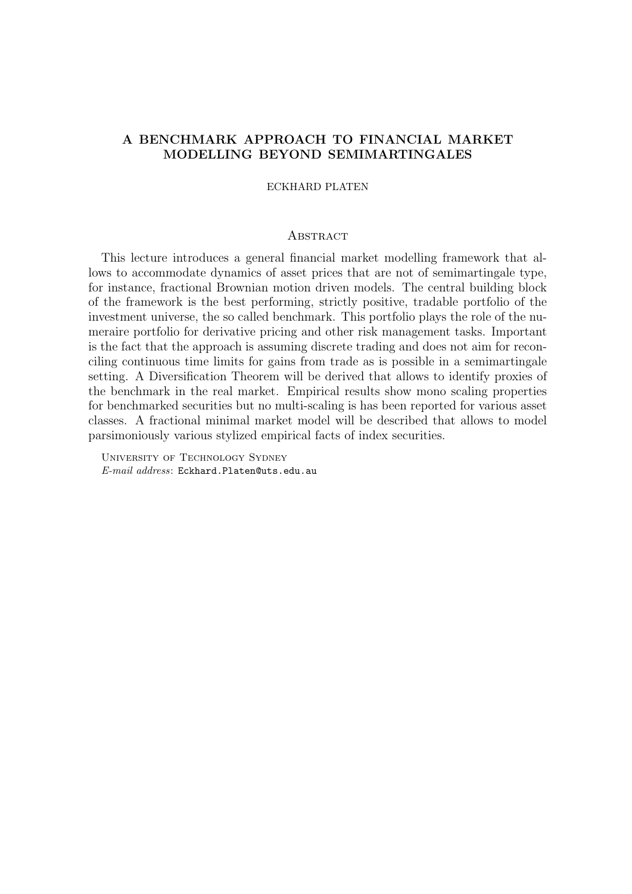## A BENCHMARK APPROACH TO FINANCIAL MARKET MODELLING BEYOND SEMIMARTINGALES

ECKHARD PLATEN

### Abstract

This lecture introduces a general financial market modelling framework that allows to accommodate dynamics of asset prices that are not of semimartingale type, for instance, fractional Brownian motion driven models. The central building block of the framework is the best performing, strictly positive, tradable portfolio of the investment universe, the so called benchmark. This portfolio plays the role of the numeraire portfolio for derivative pricing and other risk management tasks. Important is the fact that the approach is assuming discrete trading and does not aim for reconciling continuous time limits for gains from trade as is possible in a semimartingale setting. A Diversification Theorem will be derived that allows to identify proxies of the benchmark in the real market. Empirical results show mono scaling properties for benchmarked securities but no multi-scaling is has been reported for various asset classes. A fractional minimal market model will be described that allows to model parsimoniously various stylized empirical facts of index securities.

University of Technology Sydney
*E-mail address*: Eckhard.Platen@uts.edu.au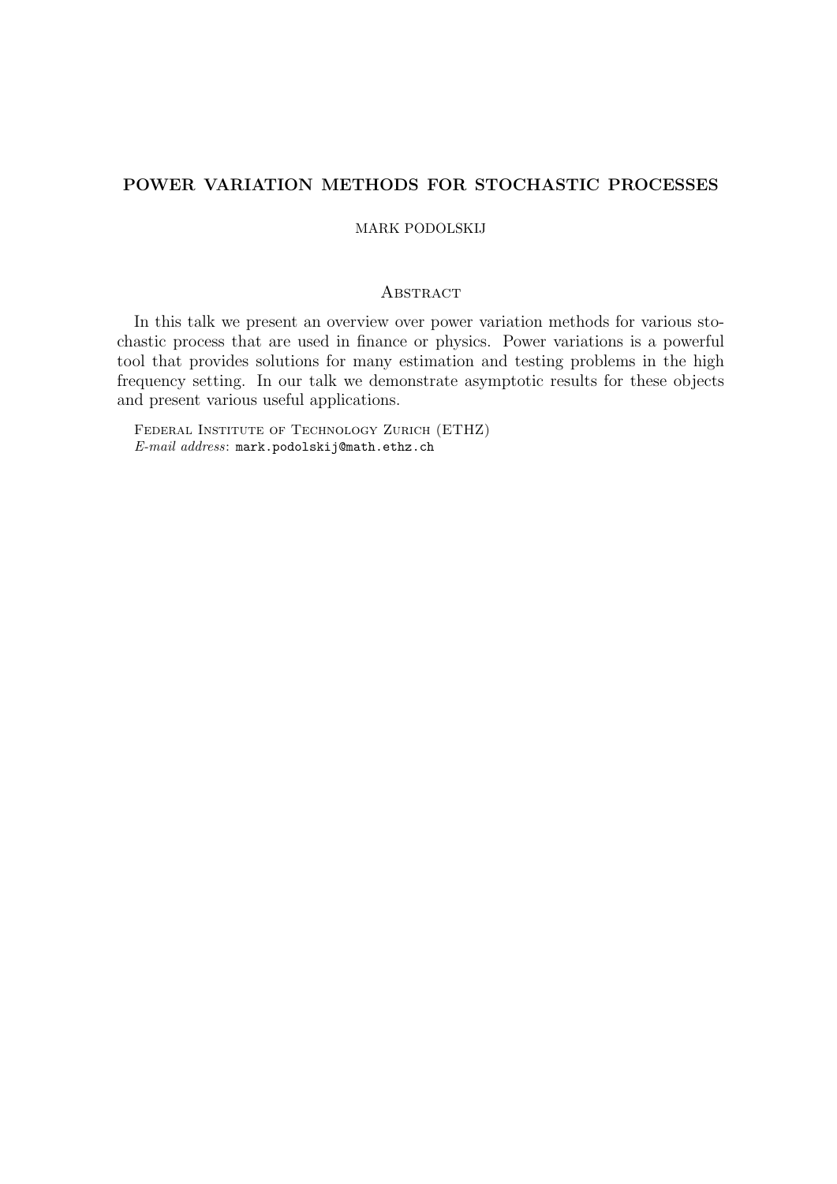## POWER VARIATION METHODS FOR STOCHASTIC PROCESSES

MARK PODOLSKIJ

### Abstract

In this talk we present an overview over power variation methods for various stochastic process that are used in finance or physics. Power variations is a powerful tool that provides solutions for many estimation and testing problems in the high frequency setting. In our talk we demonstrate asymptotic results for these objects and present various useful applications.

Federal Institute of Technology Zurich (ETHZ)
*E-mail address*: mark.podolskij@math.ethz.ch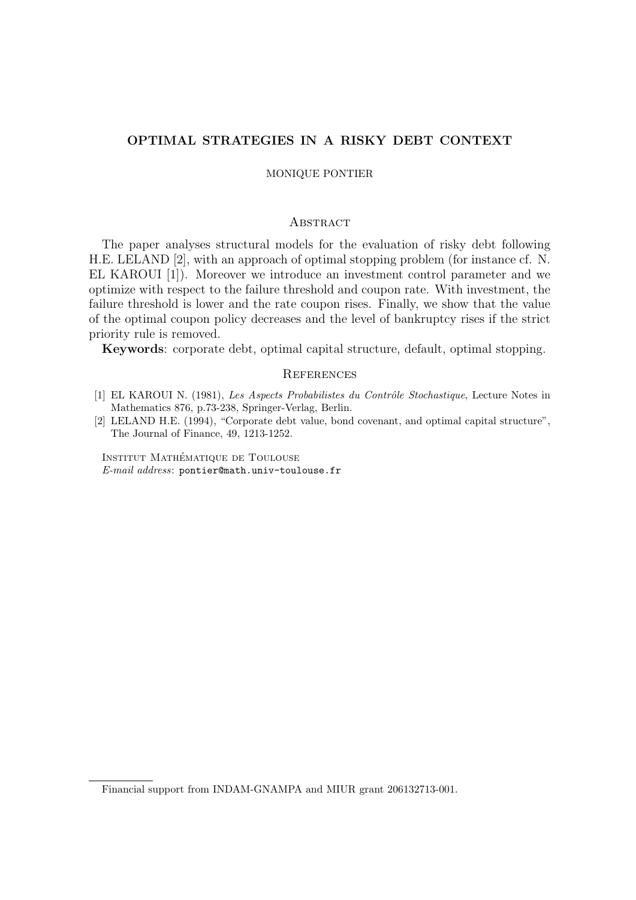## OPTIMAL STRATEGIES IN A RISKY DEBT CONTEXT

MONIQUE PONTIER

### Abstract

The paper analyses structural models for the evaluation of risky debt following H.E. LELAND [2], with an approach of optimal stopping problem (for instance cf. N. EL KAROUI [1]). Moreover we introduce an investment control parameter and we optimize with respect to the failure threshold and coupon rate. With investment, the failure threshold is lower and the rate coupon rises. Finally, we show that the value of the optimal coupon policy decreases and the level of bankruptcy rises if the strict priority rule is removed.

**Keywords**: corporate debt, optimal capital structure, default, optimal stopping.

### References

[1] EL KAROUI N. (1981), *Les Aspects Probabilistes du Contrôle Stochastique*, Lecture Notes in Mathematics 876, p.73-238, Springer-Verlag, Berlin.

[2] LELAND H.E. (1994), "Corporate debt value, bond covenant, and optimal capital structure", The Journal of Finance, 49, 1213-1252.

Institut Mathématique de Toulouse
*E-mail address*: pontier@math.univ-toulouse.fr

Financial support from INDAM-GNAMPA and MIUR grant 206132713-001.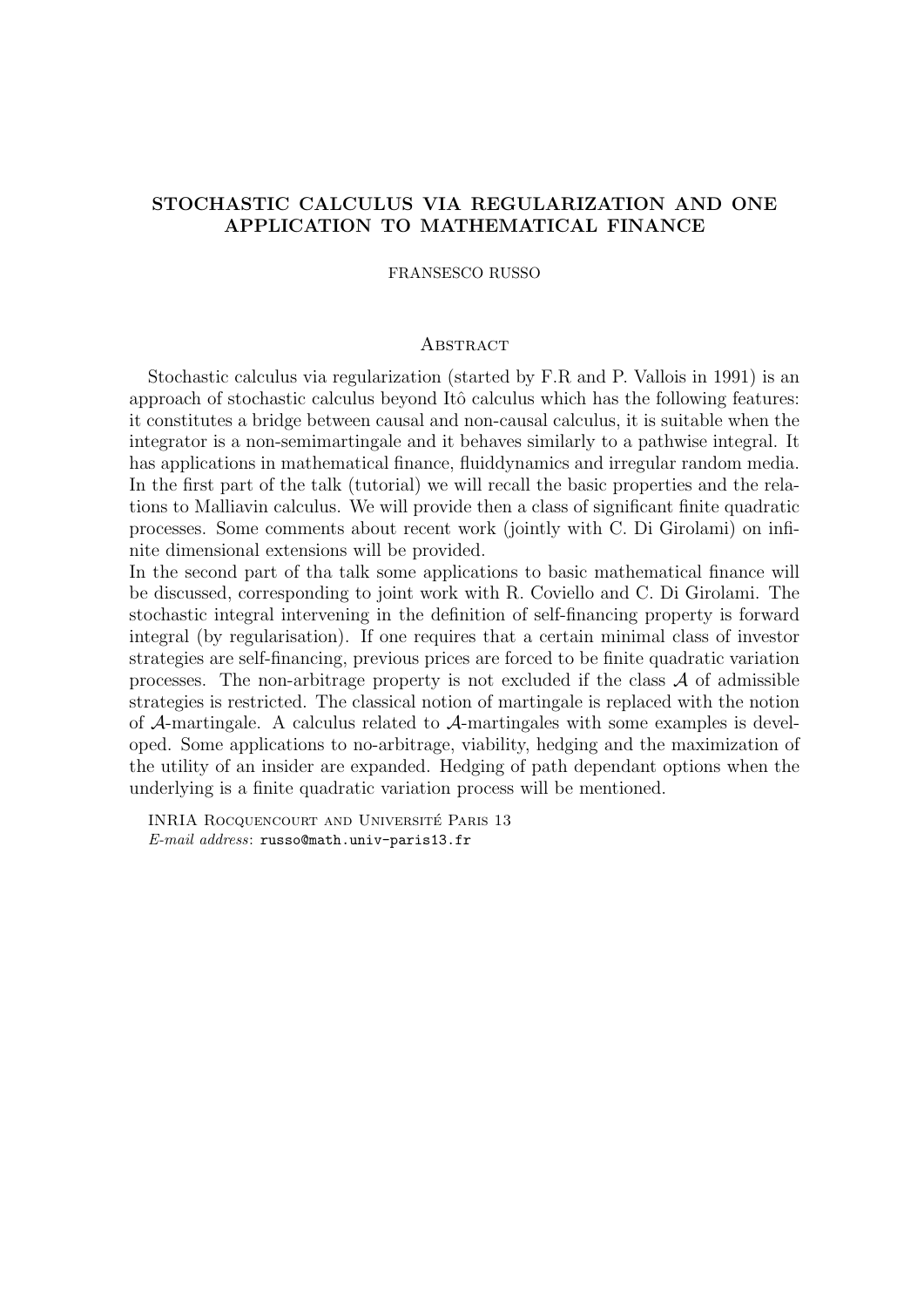# STOCHASTIC CALCULUS VIA REGULARIZATION AND ONE APPLICATION TO MATHEMATICAL FINANCE

FRANSESCO RUSSO

## Abstract

Stochastic calculus via regularization (started by F.R and P. Vallois in 1991) is an approach of stochastic calculus beyond Itô calculus which has the following features: it constitutes a bridge between causal and non-causal calculus, it is suitable when the integrator is a non-semimartingale and it behaves similarly to a pathwise integral. It has applications in mathematical finance, fluiddynamics and irregular random media. In the first part of the talk (tutorial) we will recall the basic properties and the relations to Malliavin calculus. We will provide then a class of significant finite quadratic processes. Some comments about recent work (jointly with C. Di Girolami) on infinite dimensional extensions will be provided.
In the second part of tha talk some applications to basic mathematical finance will be discussed, corresponding to joint work with R. Coviello and C. Di Girolami. The stochastic integral intervening in the definition of self-financing property is forward integral (by regularisation). If one requires that a certain minimal class of investor strategies are self-financing, previous prices are forced to be finite quadratic variation processes. The non-arbitrage property is not excluded if the class $\mathcal{A}$ of admissible strategies is restricted. The classical notion of martingale is replaced with the notion of $\mathcal{A}$-martingale. A calculus related to $\mathcal{A}$-martingales with some examples is developed. Some applications to no-arbitrage, viability, hedging and the maximization of the utility of an insider are expanded. Hedging of path dependant options when the underlying is a finite quadratic variation process will be mentioned.

INRIA Rocquencourt and Université Paris 13
*E-mail address*: russo@math.univ-paris13.fr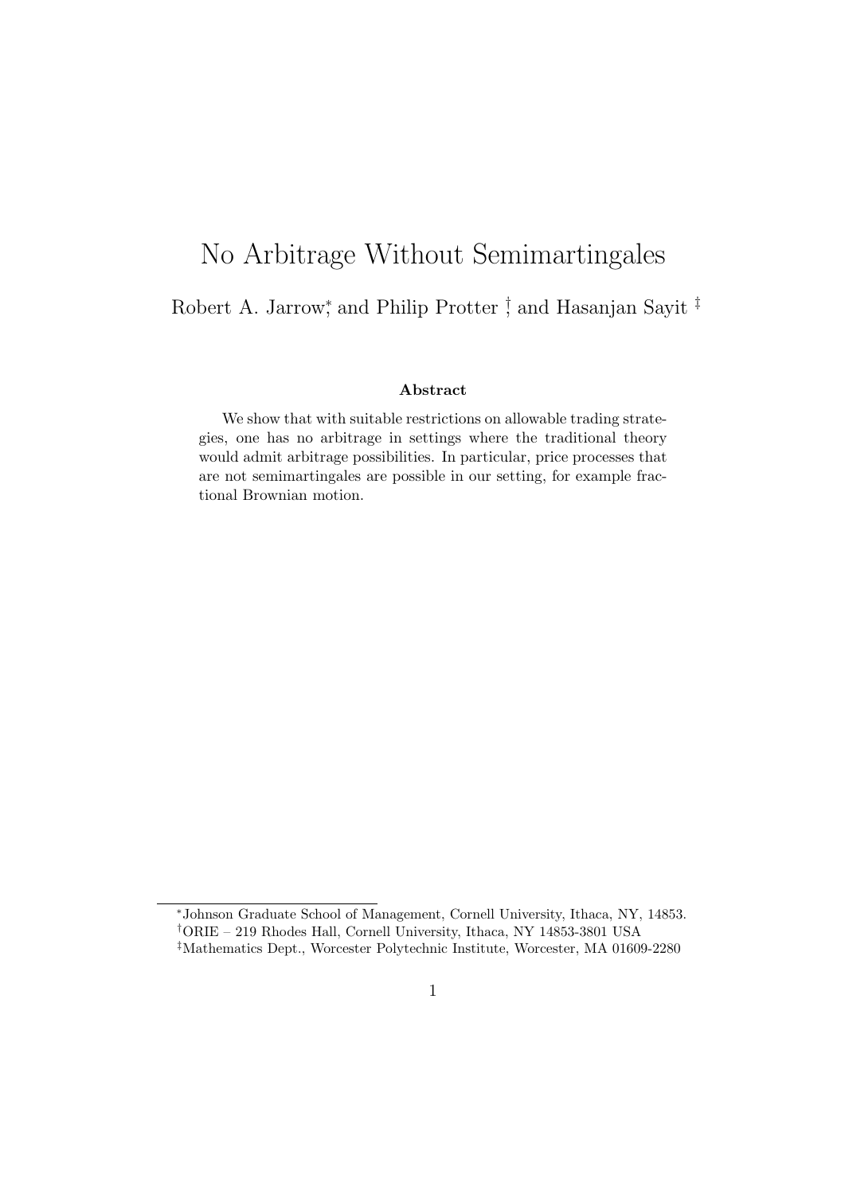# No Arbitrage Without Semimartingales

Robert A. Jarrow[*] and Philip Protter [†] and Hasanjan Sayit [‡]

**Abstract**

We show that with suitable restrictions on allowable trading strategies, one has no arbitrage in settings where the traditional theory would admit arbitrage possibilities. In particular, price processes that are not semimartingales are possible in our setting, for example fractional Brownian motion.

---

[*]Johnson Graduate School of Management, Cornell University, Ithaca, NY, 14853.

[†]ORIE – 219 Rhodes Hall, Cornell University, Ithaca, NY 14853-3801 USA

[‡]Mathematics Dept., Worcester Polytechnic Institute, Worcester, MA 01609-2280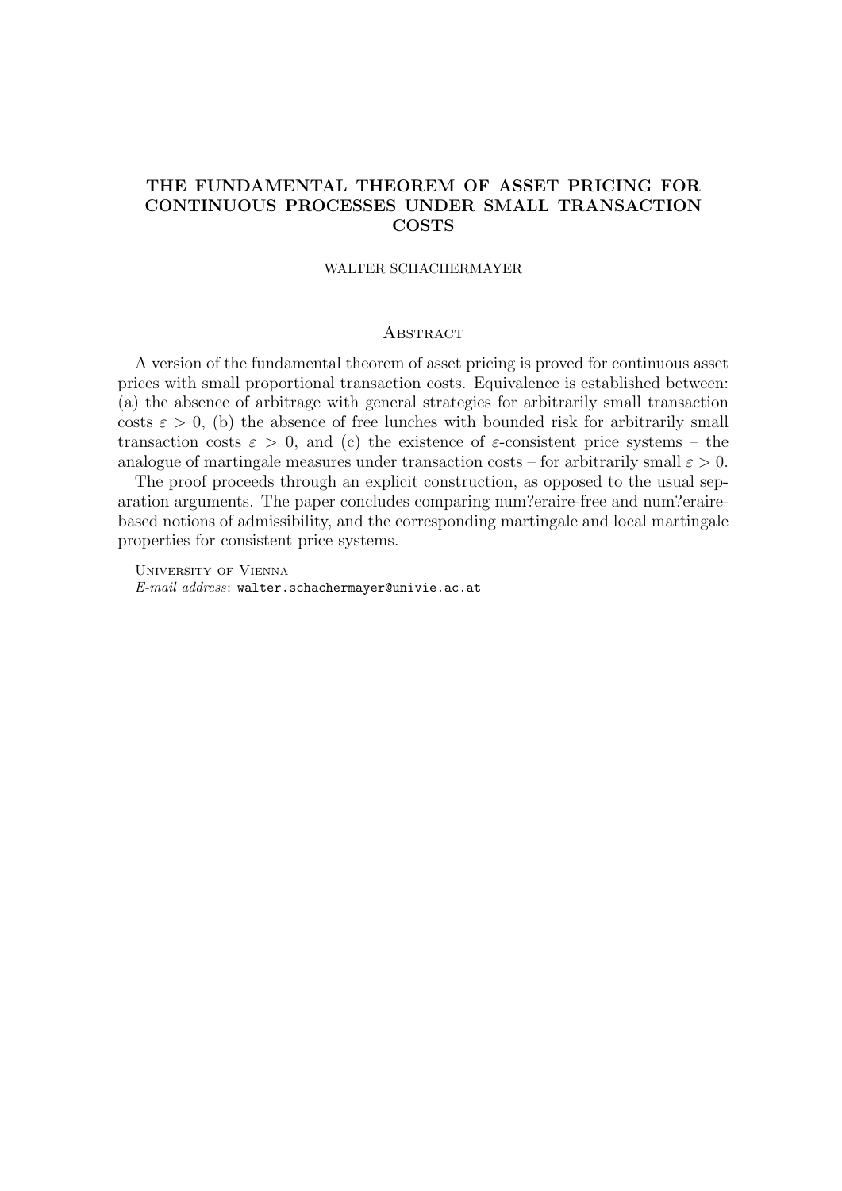# THE FUNDAMENTAL THEOREM OF ASSET PRICING FOR CONTINUOUS PROCESSES UNDER SMALL TRANSACTION COSTS

WALTER SCHACHERMAYER

## Abstract

A version of the fundamental theorem of asset pricing is proved for continuous asset prices with small proportional transaction costs. Equivalence is established between: (a) the absence of arbitrage with general strategies for arbitrarily small transaction costs $\varepsilon > 0$, (b) the absence of free lunches with bounded risk for arbitrarily small transaction costs $\varepsilon > 0$, and (c) the existence of $\varepsilon$-consistent price systems – the analogue of martingale measures under transaction costs – for arbitrarily small $\varepsilon > 0$.

The proof proceeds through an explicit construction, as opposed to the usual separation arguments. The paper concludes comparing num?eraire-free and num?eraire-based notions of admissibility, and the corresponding martingale and local martingale properties for consistent price systems.

University of Vienna
*E-mail address*: `walter.schachermayer@univie.ac.at`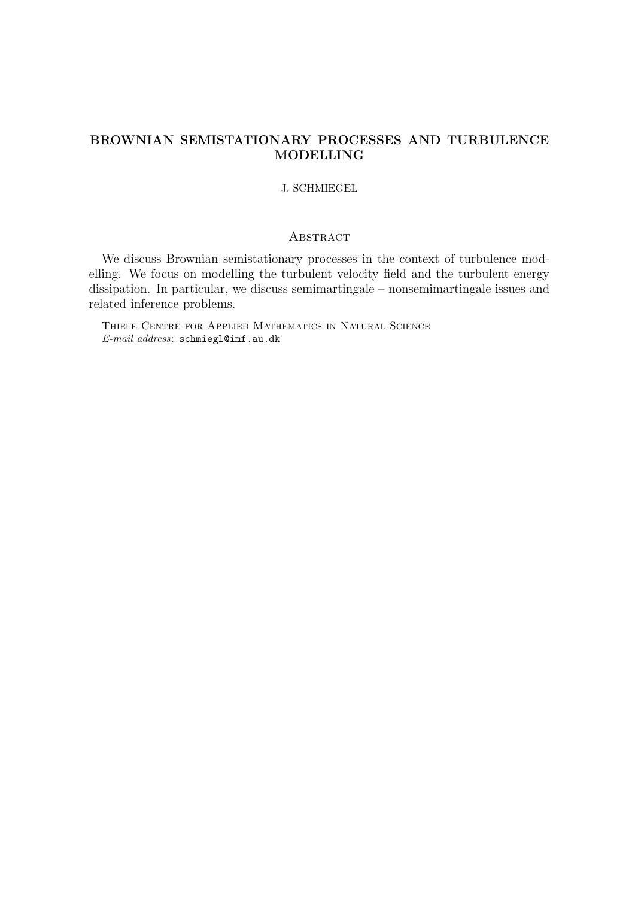## BROWNIAN SEMISTATIONARY PROCESSES AND TURBULENCE MODELLING

J. SCHMIEGEL

### Abstract

We discuss Brownian semistationary processes in the context of turbulence modelling. We focus on modelling the turbulent velocity field and the turbulent energy dissipation. In particular, we discuss semimartingale – nonsemimartingale issues and related inference problems.

Thiele Centre for Applied Mathematics in Natural Science
*E-mail address*: `schmiegl@imf.au.dk`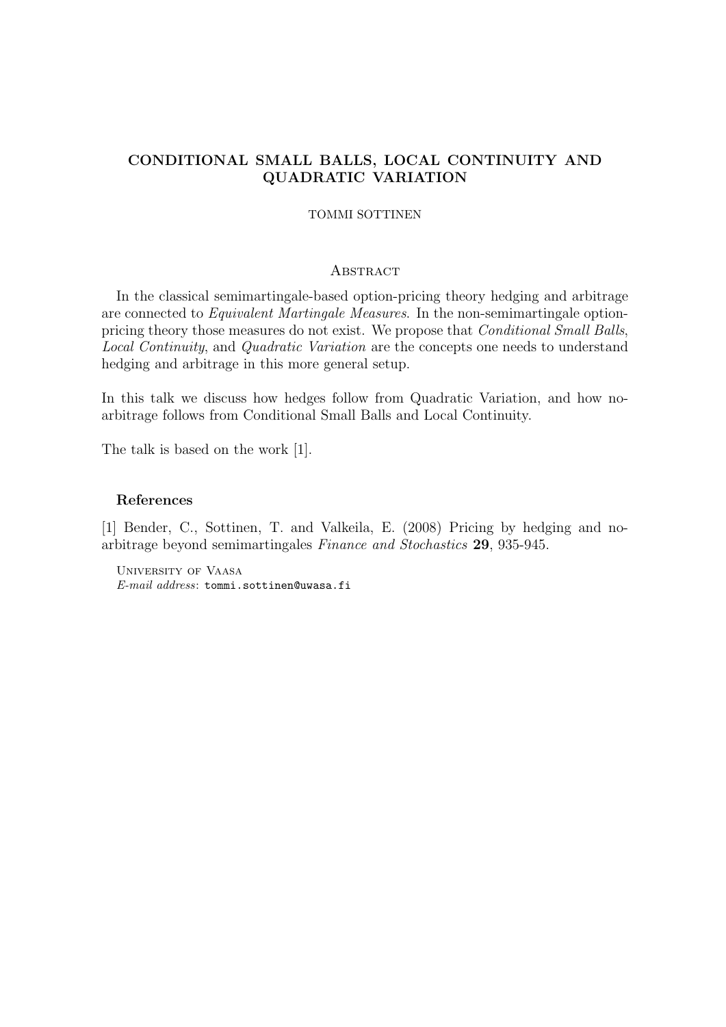# CONDITIONAL SMALL BALLS, LOCAL CONTINUITY AND QUADRATIC VARIATION

TOMMI SOTTINEN

## Abstract

In the classical semimartingale-based option-pricing theory hedging and arbitrage are connected to *Equivalent Martingale Measures*. In the non-semimartingale option-pricing theory those measures do not exist. We propose that *Conditional Small Balls*, *Local Continuity*, and *Quadratic Variation* are the concepts one needs to understand hedging and arbitrage in this more general setup.

In this talk we discuss how hedges follow from Quadratic Variation, and how no-arbitrage follows from Conditional Small Balls and Local Continuity.

The talk is based on the work [1].

### References

[1] Bender, C., Sottinen, T. and Valkeila, E. (2008) Pricing by hedging and no-arbitrage beyond semimartingales *Finance and Stochastics* **29**, 935-945.

University of Vaasa
*E-mail address*: `tommi.sottinen@uwasa.fi`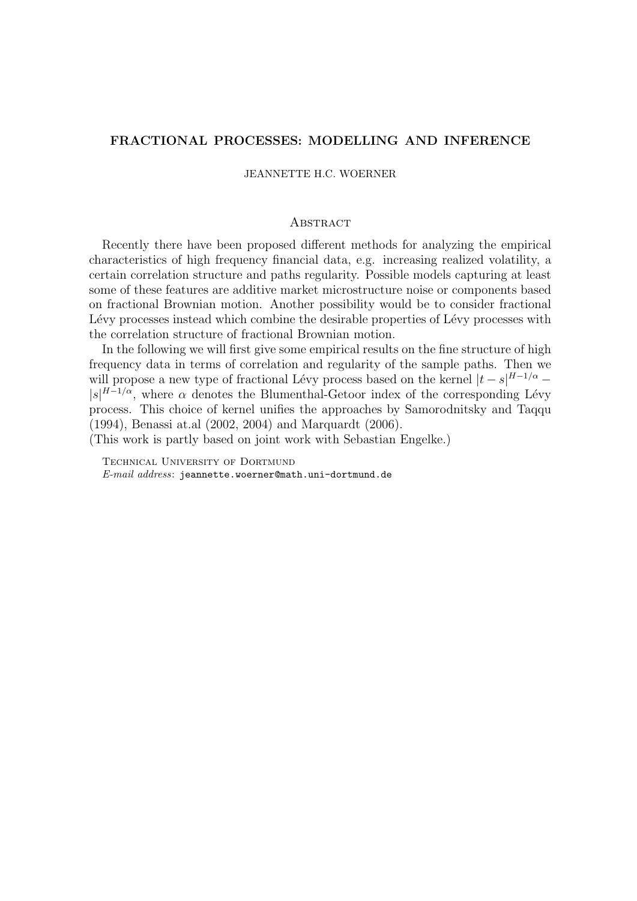**FRACTIONAL PROCESSES: MODELLING AND INFERENCE**

JEANNETTE H.C. WOERNER

## Abstract

Recently there have been proposed different methods for analyzing the empirical characteristics of high frequency financial data, e.g. increasing realized volatility, a certain correlation structure and paths regularity. Possible models capturing at least some of these features are additive market microstructure noise or components based on fractional Brownian motion. Another possibility would be to consider fractional Lévy processes instead which combine the desirable properties of Lévy processes with the correlation structure of fractional Brownian motion.

In the following we will first give some empirical results on the fine structure of high frequency data in terms of correlation and regularity of the sample paths. Then we will propose a new type of fractional Lévy process based on the kernel $|t-s|^{H-1/\alpha} - |s|^{H-1/\alpha}$, where $\alpha$ denotes the Blumenthal-Getoor index of the corresponding Lévy process. This choice of kernel unifies the approaches by Samorodnitsky and Taqqu (1994), Benassi at.al (2002, 2004) and Marquardt (2006).

(This work is partly based on joint work with Sebastian Engelke.)

Technical University of Dortmund
*E-mail address*: `jeannette.woerner@math.uni-dortmund.de`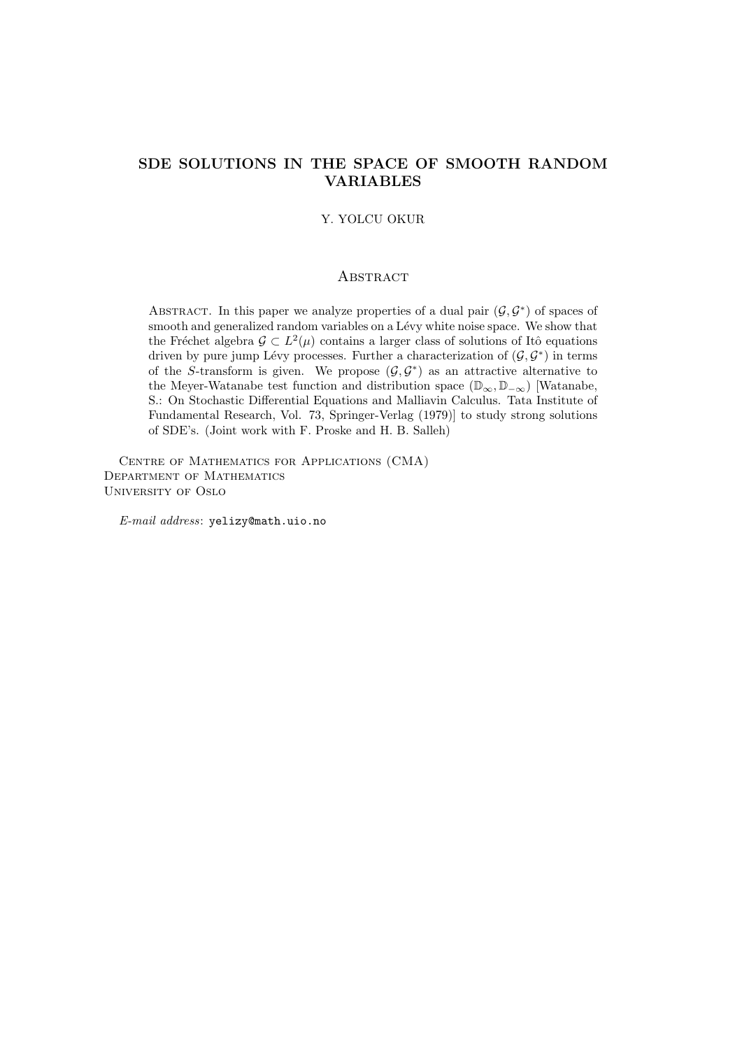# SDE SOLUTIONS IN THE SPACE OF SMOOTH RANDOM VARIABLES

Y. YOLCU OKUR

## Abstract

Abstract. In this paper we analyze properties of a dual pair $(\mathcal{G}, \mathcal{G}^*)$ of spaces of smooth and generalized random variables on a Lévy white noise space. We show that the Fréchet algebra $\mathcal{G} \subset L^2(\mu)$ contains a larger class of solutions of Itô equations driven by pure jump Lévy processes. Further a characterization of $(\mathcal{G}, \mathcal{G}^*)$ in terms of the $S$-transform is given. We propose $(\mathcal{G}, \mathcal{G}^*)$ as an attractive alternative to the Meyer-Watanabe test function and distribution space $(\mathbb{D}_\infty, \mathbb{D}_{-\infty})$ [Watanabe, S.: On Stochastic Differential Equations and Malliavin Calculus. Tata Institute of Fundamental Research, Vol. 73, Springer-Verlag (1979)] to study strong solutions of SDE's. (Joint work with F. Proske and H. B. Salleh)

Centre of Mathematics for Applications (CMA)
Department of Mathematics
University of Oslo

*E-mail address*: `yelizy@math.uio.no`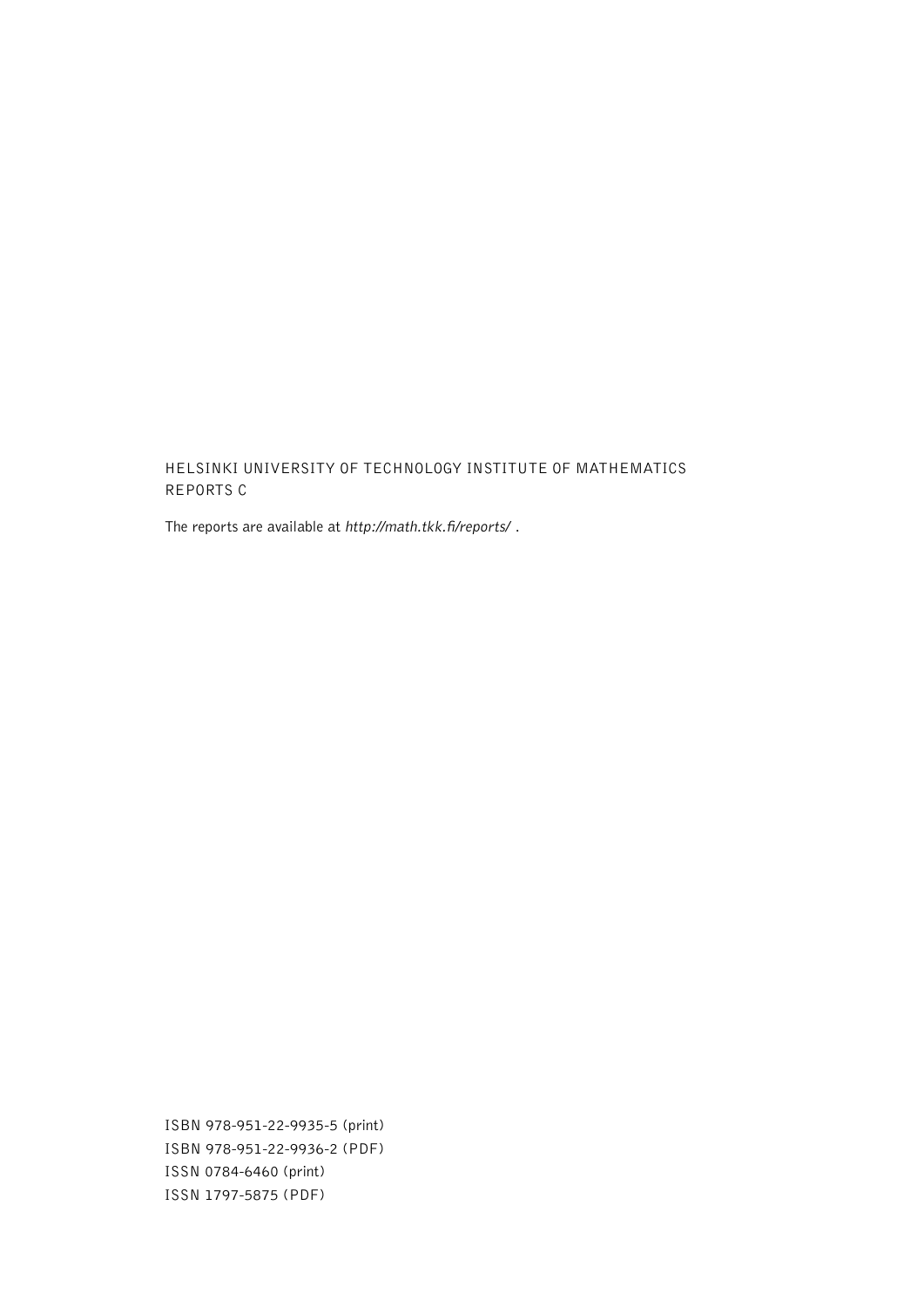HELSINKI UNIVERSITY OF TECHNOLOGY INSTITUTE OF MATHEMATICS
REPORTS C

The reports are available at *http://math.tkk.fi/reports/* .

ISBN 978-951-22-9935-5 (print)
ISBN 978-951-22-9936-2 (PDF)
ISSN 0784-6460 (print)
ISSN 1797-5875 (PDF)